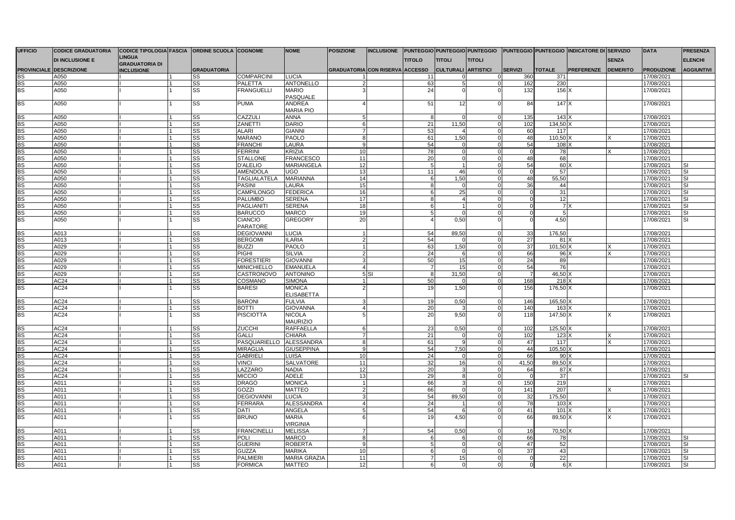| UFFICIO | CODICE GRADUATORIA | CODICE TIPOLOGIA LINGUA | FASCIA | ORDINE SCUOLA | COGNOME | NOME | POSIZIONE | INCLUSIONE | PUNTEGGIO | PUNTEGGIO | PUNTEGGIO | PUNTEGGIO | PUNTEGGIO | INDICATORE DI | SERVIZIO | DATA | PRESENZA |
|---|---|---|---|---|---|---|---|---|---|---|---|---|---|---|---|---|---|
| | DI INCLUSIONE E | GRADUATORIA DI | | | | | | | TITOLO | TITOLI | TITOLI | | | | SENZA | | ELENCHI |
| PROVINCIALE | DESCRIZIONE | INCLUSIONE | | GRADUATORIA | | | GRADUATORIA | CON RISERVA | ACCESSO | CULTURALI | ARTISTICI | SERVIZI | TOTALE | PREFERENZE | DEMERITO | PRODUZIONE | AGGIUNTIVI |
| BS | A050 | I | 1 | SS | COMPARCINI | LUCIA | 1 | | 11 | 0 | 0 | 360 | 371 | | | 17/08/2021 | |
| BS | A050 | I | 1 | SS | PALETTA | ANTONELLO | 2 | | 63 | 5 | 0 | 162 | 230 | | | 17/08/2021 | |
| BS | A050 | I | 1 | SS | FRANGUELLI | MARIO PASQUALE | 3 | | 24 | 0 | 0 | 132 | 156 | X | | 17/08/2021 | |
| BS | A050 | I | 1 | SS | PUMA | ANDREA MARIA PIO | 4 | | 51 | 12 | 0 | 84 | 147 | X | | 17/08/2021 | |
| BS | A050 | I | 1 | SS | CAZZULI | ANNA | 5 | | 8 | 0 | 0 | 135 | 143 | X | | 17/08/2021 | |
| BS | A050 | I | 1 | SS | ZANETTI | DARIO | 6 | | 21 | 11,50 | 0 | 102 | 134,50 | X | | 17/08/2021 | |
| BS | A050 | I | 1 | SS | ALARI | GIANNI | 7 | | 53 | 4 | 0 | 60 | 117 | | | 17/08/2021 | |
| BS | A050 | I | 1 | SS | MARANO | PAOLO | 8 | | 61 | 1,50 | 0 | 48 | 110,50 | X | X | 17/08/2021 | |
| BS | A050 | I | 1 | SS | FRANCHI | LAURA | 9 | | 54 | 0 | 0 | 54 | 108 | X | | 17/08/2021 | |
| BS | A050 | I | 1 | SS | FERRINI | KRIZIA | 10 | | 78 | 0 | 0 | 0 | 78 | | X | 17/08/2021 | |
| BS | A050 | I | 1 | SS | STALLONE | FRANCESCO | 11 | | 20 | 0 | 0 | 48 | 68 | | | 17/08/2021 | |
| BS | A050 | I | 1 | SS | D'ALELIO | MARIANGELA | 12 | | 5 | 1 | 0 | 54 | 60 | X | | 17/08/2021 | SI |
| BS | A050 | I | 1 | SS | AMENDOLA | UGO | 13 | | 11 | 46 | 0 | 0 | 57 | | | 17/08/2021 | SI |
| BS | A050 | I | 1 | SS | TAGLIALATELA | MARIANNA | 14 | | 6 | 1,50 | 0 | 48 | 55,50 | | | 17/08/2021 | SI |
| BS | A050 | I | 1 | SS | PASINI | LAURA | 15 | | 8 | 0 | 0 | 36 | 44 | | | 17/08/2021 | SI |
| BS | A050 | I | 1 | SS | CAMPILONGO | FEDERICA | 16 | | 6 | 25 | 0 | 0 | 31 | | | 17/08/2021 | SI |
| BS | A050 | I | 1 | SS | PALUMBO | SERENA | 17 | | 8 | 4 | 0 | 0 | 12 | | | 17/08/2021 | SI |
| BS | A050 | I | 1 | SS | PAGLIANITI | SERENA | 18 | | 6 | 1 | 0 | 0 | 7 | X | | 17/08/2021 | SI |
| BS | A050 | I | 1 | SS | BARUCCO | MARCO | 19 | | 5 | 0 | 0 | 0 | 5 | | | 17/08/2021 | SI |
| BS | A050 | I | 1 | SS | CIANCIO PARATORE | GREGORY | 20 | | 4 | 0,50 | 0 | 0 | 4,50 | | | 17/08/2021 | SI |
| BS | A013 | I | 1 | SS | DEGIOVANNI | LUCIA | 1 | | 54 | 89,50 | 0 | 33 | 176,50 | | | 17/08/2021 | |
| BS | A013 | I | 1 | SS | BERGOMI | ILARIA | 2 | | 54 | 0 | 0 | 27 | 81 | X | | 17/08/2021 | |
| BS | A029 | I | 1 | SS | BUZZI | PAOLO | 1 | | 63 | 1,50 | 0 | 37 | 101,50 | X | X | 17/08/2021 | |
| BS | A029 | I | 1 | SS | PIGHI | SILVIA | 2 | | 24 | 6 | 0 | 66 | 96 | X | X | 17/08/2021 | |
| BS | A029 | I | 1 | SS | FORESTIERI | GIOVANNI | 3 | | 50 | 15 | 0 | 24 | 89 | | | 17/08/2021 | |
| BS | A029 | I | 1 | SS | MINICHIELLO | EMANUELA | 4 | | 7 | 15 | 0 | 54 | 76 | | | 17/08/2021 | |
| BS | A029 | I | 1 | SS | CASTRONOVO | ANTONINO | 5 | SI | 8 | 31,50 | 0 | 7 | 46,50 | X | | 17/08/2021 | |
| BS | AC24 | I | 1 | SS | COSMANO | SIMONA | 1 | | 50 | 0 | 0 | 168 | 218 | X | | 17/08/2021 | |
| BS | AC24 | I | 1 | SS | BARESI | MONICA ELISABETTA | 2 | | 19 | 1,50 | 0 | 156 | 176,50 | X | | 17/08/2021 | |
| BS | AC24 | I | 1 | SS | BARONI | FULVIA | 3 | | 19 | 0,50 | 0 | 146 | 165,50 | X | | 17/08/2021 | |
| BS | AC24 | I | 1 | SS | BOTTI | GIOVANNA | 4 | | 20 | 3 | 0 | 140 | 163 | X | | 17/08/2021 | |
| BS | AC24 | I | 1 | SS | PISCIOTTA | NICOLA MAURIZIO | 5 | | 20 | 9,50 | 0 | 118 | 147,50 | X | X | 17/08/2021 | |
| BS | AC24 | I | 1 | SS | ZUCCHI | RAFFAELLA | 6 | | 23 | 0,50 | 0 | 102 | 125,50 | X | | 17/08/2021 | |
| BS | AC24 | I | 1 | SS | GALLI | CHIARA | 7 | | 21 | 0 | 0 | 102 | 123 | X | X | 17/08/2021 | |
| BS | AC24 | I | 1 | SS | PASQUARIELLO | ALESSANDRA | 8 | | 61 | 9 | 0 | 47 | 117 | | X | 17/08/2021 | |
| BS | AC24 | I | 1 | SS | MIRAGLIA | GIUSEPPINA | 9 | | 54 | 7,50 | 0 | 44 | 105,50 | X | | 17/08/2021 | |
| BS | AC24 | I | 1 | SS | GABRIELI | LUISA | 10 | | 24 | 0 | 0 | 66 | 90 | X | | 17/08/2021 | |
| BS | AC24 | I | 1 | SS | VINCI | SALVATORE | 11 | | 32 | 16 | 0 | 41,50 | 89,50 | X | | 17/08/2021 | |
| BS | AC24 | I | 1 | SS | LAZZARO | NADIA | 12 | | 20 | 3 | 0 | 64 | 87 | X | | 17/08/2021 | |
| BS | AC24 | I | 1 | SS | MICCIO | ADELE | 13 | | 29 | 8 | 0 | 0 | 37 | | | 17/08/2021 | SI |
| BS | A011 | I | 1 | SS | DRAGO | MONICA | 1 | | 66 | 3 | 0 | 150 | 219 | | | 17/08/2021 | |
| BS | A011 | I | 1 | SS | GOZZI | MATTEO | 2 | | 66 | 0 | 0 | 141 | 207 | | X | 17/08/2021 | |
| BS | A011 | I | 1 | SS | DEGIOVANNI | LUCIA | 3 | | 54 | 89,50 | 0 | 32 | 175,50 | | | 17/08/2021 | |
| BS | A011 | I | 1 | SS | FERRARA | ALESSANDRA | 4 | | 24 | 1 | 0 | 78 | 103 | X | | 17/08/2021 | |
| BS | A011 | I | 1 | SS | DATI | ANGELA | 5 | | 54 | 6 | 0 | 41 | 101 | X | X | 17/08/2021 | |
| BS | A011 | I | 1 | SS | BRUNO | MARIA VIRGINIA | 6 | | 19 | 4,50 | 0 | 66 | 89,50 | X | X | 17/08/2021 | |
| BS | A011 | I | 1 | SS | FRANCINELLI | MELISSA | 7 | | 54 | 0,50 | 0 | 16 | 70,50 | X | | 17/08/2021 | |
| BS | A011 | I | 1 | SS | POLI | MARCO | 8 | | 6 | 6 | 0 | 66 | 78 | | | 17/08/2021 | SI |
| BS | A011 | I | 1 | SS | GUERINI | ROBERTA | 9 | | 5 | 0 | 0 | 47 | 52 | | | 17/08/2021 | SI |
| BS | A011 | I | 1 | SS | GUZZA | MARIKA | 10 | | 6 | 0 | 0 | 37 | 43 | | | 17/08/2021 | SI |
| BS | A011 | I | 1 | SS | PALMIERI | MARIA GRAZIA | 11 | | 7 | 15 | 0 | 0 | 22 | | | 17/08/2021 | SI |
| BS | A011 | I | 1 | SS | FORMICA | MATTEO | 12 | | 6 | 0 | 0 | 0 | 6 | X | | 17/08/2021 | SI |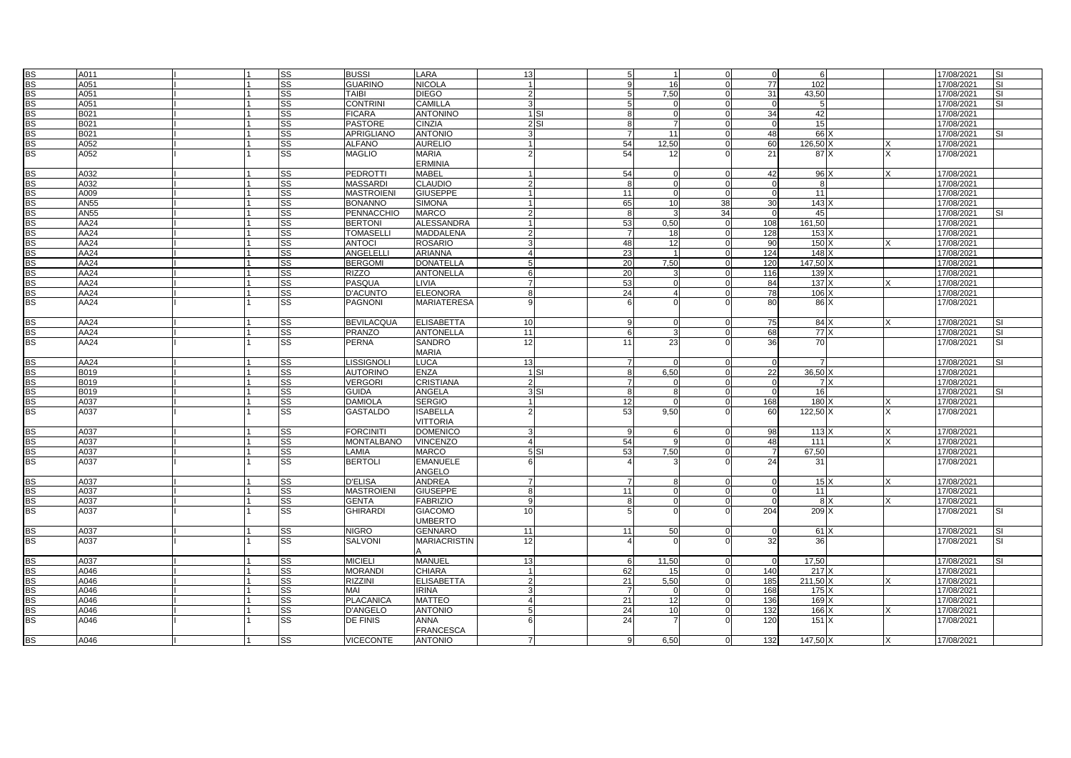| | | | | | | | | | | | | | | | | | | |
|---|---|---|---|---|---|---|---|---|---|---|---|---|---|---|---|---|---|---|
| BS | A011 | | I | 1 | SS | BUSSI | LARA | 13 | | 5 | 1 | 0 | 0 | 6 | | | 17/08/2021 | SI |
| BS | A051 | | I | 1 | SS | GUARINO | NICOLA | 1 | | 9 | 16 | 0 | 77 | 102 | | | 17/08/2021 | SI |
| BS | A051 | | I | 1 | SS | TAIBI | DIEGO | 2 | | 5 | 7,50 | 0 | 31 | 43,50 | | | 17/08/2021 | SI |
| BS | A051 | | I | 1 | SS | CONTRINI | CAMILLA | 3 | | 5 | 0 | 0 | 0 | 5 | | | 17/08/2021 | SI |
| BS | B021 | | I | 1 | SS | FICARA | ANTONINO | 1 | SI | 8 | 0 | 0 | 34 | 42 | | | 17/08/2021 | |
| BS | B021 | | I | 1 | SS | PASTORE | CINZIA | 2 | SI | 8 | 7 | 0 | 0 | 15 | | | 17/08/2021 | |
| BS | B021 | | I | 1 | SS | APRIGLIANO | ANTONIO | 3 | | 7 | 11 | 0 | 48 | 66 | X | | 17/08/2021 | SI |
| BS | A052 | | I | 1 | SS | ALFANO | AURELIO | 1 | | 54 | 12,50 | 0 | 60 | 126,50 | X | X | 17/08/2021 | |
| BS | A052 | | I | 1 | SS | MAGLIO | MARIA ERMINIA | 2 | | 54 | 12 | 0 | 21 | 87 | X | X | 17/08/2021 | |
| BS | A032 | | I | 1 | SS | PEDROTTI | MABEL | 1 | | 54 | 0 | 0 | 42 | 96 | X | X | 17/08/2021 | |
| BS | A032 | | I | 1 | SS | MASSARDI | CLAUDIO | 2 | | 8 | 0 | 0 | 0 | 8 | | | 17/08/2021 | |
| BS | A009 | | I | 1 | SS | MASTROIENI | GIUSEPPE | 1 | | 11 | 0 | 0 | 0 | 11 | | | 17/08/2021 | |
| BS | AN55 | | I | 1 | SS | BONANNO | SIMONA | 1 | | 65 | 10 | 38 | 30 | 143 | X | | 17/08/2021 | |
| BS | AN55 | | I | 1 | SS | PENNACCHIO | MARCO | 2 | | 8 | 3 | 34 | 0 | 45 | | | 17/08/2021 | SI |
| BS | AA24 | | I | 1 | SS | BERTONI | ALESSANDRA | 1 | | 53 | 0,50 | 0 | 108 | 161,50 | | | 17/08/2021 | |
| BS | AA24 | | I | 1 | SS | TOMASELLI | MADDALENA | 2 | | 7 | 18 | 0 | 128 | 153 | X | | 17/08/2021 | |
| BS | AA24 | | I | 1 | SS | ANTOCI | ROSARIO | 3 | | 48 | 12 | 0 | 90 | 150 | X | X | 17/08/2021 | |
| BS | AA24 | | I | 1 | SS | ANGELELLI | ARIANNA | 4 | | 23 | 1 | 0 | 124 | 148 | X | | 17/08/2021 | |
| BS | AA24 | | I | 1 | SS | BERGOMI | DONATELLA | 5 | | 20 | 7,50 | 0 | 120 | 147,50 | X | | 17/08/2021 | |
| BS | AA24 | | I | 1 | SS | RIZZO | ANTONELLA | 6 | | 20 | 3 | 0 | 116 | 139 | X | | 17/08/2021 | |
| BS | AA24 | | I | 1 | SS | PASQUA | LIVIA | 7 | | 53 | 0 | 0 | 84 | 137 | X | X | 17/08/2021 | |
| BS | AA24 | | I | 1 | SS | D'ACUNTO | ELEONORA | 8 | | 24 | 4 | 0 | 78 | 106 | X | | 17/08/2021 | |
| BS | AA24 | | I | 1 | SS | PAGNONI | MARIATERESA | 9 | | 6 | 0 | 0 | 80 | 86 | X | | 17/08/2021 | |
| BS | AA24 | | I | 1 | SS | BEVILACQUA | ELISABETTA | 10 | | 9 | 0 | 0 | 75 | 84 | X | X | 17/08/2021 | SI |
| BS | AA24 | | I | 1 | SS | PRANZO | ANTONELLA | 11 | | 6 | 3 | 0 | 68 | 77 | X | | 17/08/2021 | SI |
| BS | AA24 | | I | 1 | SS | PERNA | SANDRO MARIA | 12 | | 11 | 23 | 0 | 36 | 70 | | | 17/08/2021 | SI |
| BS | AA24 | | I | 1 | SS | LISSIGNOLI | LUCA | 13 | | 7 | 0 | 0 | 0 | 7 | | | 17/08/2021 | SI |
| BS | B019 | | I | 1 | SS | AUTORINO | ENZA | 1 | SI | 8 | 6,50 | 0 | 22 | 36,50 | X | | 17/08/2021 | |
| BS | B019 | | I | 1 | SS | VERGORI | CRISTIANA | 2 | | 7 | 0 | 0 | 0 | 7 | X | | 17/08/2021 | |
| BS | B019 | | I | 1 | SS | GUIDA | ANGELA | 3 | SI | 8 | 8 | 0 | 0 | 16 | | | 17/08/2021 | SI |
| BS | A037 | | I | 1 | SS | DAMIOLA | SERGIO | 1 | | 12 | 0 | 0 | 168 | 180 | X | X | 17/08/2021 | |
| BS | A037 | | I | 1 | SS | GASTALDO | ISABELLA VITTORIA | 2 | | 53 | 9,50 | 0 | 60 | 122,50 | X | X | 17/08/2021 | |
| BS | A037 | | I | 1 | SS | FORCINITI | DOMENICO | 3 | | 9 | 6 | 0 | 98 | 113 | X | X | 17/08/2021 | |
| BS | A037 | | I | 1 | SS | MONTALBANO | VINCENZO | 4 | | 54 | 9 | 0 | 48 | 111 | | X | 17/08/2021 | |
| BS | A037 | | I | 1 | SS | LAMIA | MARCO | 5 | SI | 53 | 7,50 | 0 | 7 | 67,50 | | | 17/08/2021 | |
| BS | A037 | | I | 1 | SS | BERTOLI | EMANUELE ANGELO | 6 | | 4 | 3 | 0 | 24 | 31 | | | 17/08/2021 | |
| BS | A037 | | I | 1 | SS | D'ELISA | ANDREA | 7 | | 7 | 8 | 0 | 0 | 15 | X | X | 17/08/2021 | |
| BS | A037 | | I | 1 | SS | MASTROIENI | GIUSEPPE | 8 | | 11 | 0 | 0 | 0 | 11 | | | 17/08/2021 | |
| BS | A037 | | I | 1 | SS | GENTA | FABRIZIO | 9 | | 8 | 0 | 0 | 0 | 8 | X | X | 17/08/2021 | |
| BS | A037 | | I | 1 | SS | GHIRARDI | GIACOMO UMBERTO | 10 | | 5 | 0 | 0 | 204 | 209 | X | | 17/08/2021 | SI |
| BS | A037 | | I | 1 | SS | NIGRO | GENNARO | 11 | | 11 | 50 | 0 | 0 | 61 | X | | 17/08/2021 | SI |
| BS | A037 | | I | 1 | SS | SALVONI | MARIACRISTINA | 12 | | 4 | 0 | 0 | 32 | 36 | | | 17/08/2021 | SI |
| BS | A037 | | I | 1 | SS | MICIELI | MANUEL | 13 | | 6 | 11,50 | 0 | 0 | 17,50 | | | 17/08/2021 | SI |
| BS | A046 | | I | 1 | SS | MORANDI | CHIARA | 1 | | 62 | 15 | 0 | 140 | 217 | X | | 17/08/2021 | |
| BS | A046 | | I | 1 | SS | RIZZINI | ELISABETTA | 2 | | 21 | 5,50 | 0 | 185 | 211,50 | X | X | 17/08/2021 | |
| BS | A046 | | I | 1 | SS | MAI | IRINA | 3 | | 7 | 0 | 0 | 168 | 175 | X | | 17/08/2021 | |
| BS | A046 | | I | 1 | SS | PLACANICA | MATTEO | 4 | | 21 | 12 | 0 | 136 | 169 | X | | 17/08/2021 | |
| BS | A046 | | I | 1 | SS | D'ANGELO | ANTONIO | 5 | | 24 | 10 | 0 | 132 | 166 | X | X | 17/08/2021 | |
| BS | A046 | | I | 1 | SS | DE FINIS | ANNA FRANCESCA | 6 | | 24 | 7 | 0 | 120 | 151 | X | | 17/08/2021 | |
| BS | A046 | | I | 1 | SS | VICECONTE | ANTONIO | 7 | | 9 | 6,50 | 0 | 132 | 147,50 | X | X | 17/08/2021 | |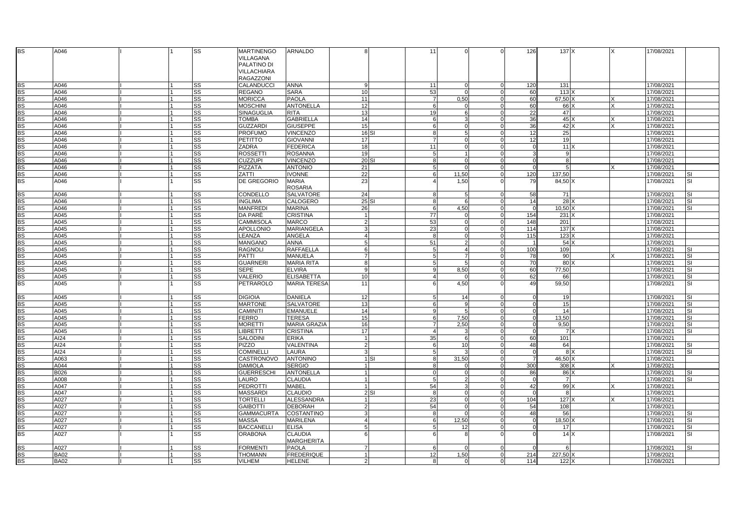| | | | | | | | | | | | | | | | | | | |
|---|---|---|---|---|---|---|---|---|---|---|---|---|---|---|---|---|---|---|
| BS | A046 | | I | 1 | SS | MARTINENGO VILLAGANA PALATINO DI VILLACHIARA RAGAZZONI | ARNALDO | 8 | | 11 | 0 | 0 | 126 | 137 | X | X | 17/08/2021 | |
| BS | A046 | | I | 1 | SS | CALANDUCCI | ANNA | 9 | | 11 | 0 | 0 | 120 | 131 | | | 17/08/2021 | |
| BS | A046 | | I | 1 | SS | REGANO | SARA | 10 | | 53 | 0 | 0 | 60 | 113 | X | | 17/08/2021 | |
| BS | A046 | | I | 1 | SS | MORICCA | PAOLA | 11 | | 7 | 0,50 | 0 | 60 | 67,50 | X | X | 17/08/2021 | |
| BS | A046 | | I | 1 | SS | MOSCHINI | ANTONELLA | 12 | | 6 | 0 | 0 | 60 | 66 | X | X | 17/08/2021 | |
| BS | A046 | | I | 1 | SS | SINAGUGLIA | RITA | 13 | | 19 | 6 | 0 | 22 | 47 | | | 17/08/2021 | |
| BS | A046 | | I | 1 | SS | TOMBA | GABRIELLA | 14 | | 6 | 3 | 0 | 36 | 45 | X | X | 17/08/2021 | |
| BS | A046 | | I | 1 | SS | GUZZARDI | GIUSEPPE | 15 | | 6 | 0 | 0 | 36 | 42 | X | X | 17/08/2021 | |
| BS | A046 | | I | 1 | SS | PROFUMO | VINCENZO | 16 | SI | 8 | 5 | 0 | 12 | 25 | | | 17/08/2021 | |
| BS | A046 | | I | 1 | SS | PETITTO | GIOVANNI | 17 | | 7 | 0 | 0 | 12 | 19 | | | 17/08/2021 | |
| BS | A046 | | I | 1 | SS | ZADRA | FEDERICA | 18 | | 11 | 0 | 0 | 0 | 11 | X | | 17/08/2021 | |
| BS | A046 | | I | 1 | SS | ROSSETTI | ROSANNA | 19 | | 5 | 1 | 0 | 3 | 9 | | | 17/08/2021 | |
| BS | A046 | | I | 1 | SS | CUZZUPI | VINCENZO | 20 | SI | 8 | 0 | 0 | 0 | 8 | | | 17/08/2021 | |
| BS | A046 | | I | 1 | SS | PIZZATA | ANTONIO | 21 | | 5 | 0 | 0 | 0 | 5 | | X | 17/08/2021 | |
| BS | A046 | | I | 1 | SS | ZATTI | IVONNE | 22 | | 6 | 11,50 | 0 | 120 | 137,50 | | | 17/08/2021 | SI |
| BS | A046 | | I | 1 | SS | DE GREGORIO | MARIA ROSARIA | 23 | | 4 | 1,50 | 0 | 79 | 84,50 | X | | 17/08/2021 | SI |
| BS | A046 | | I | 1 | SS | CONDELLO | SALVATORE | 24 | | 8 | 5 | 0 | 58 | 71 | | | 17/08/2021 | SI |
| BS | A046 | | I | 1 | SS | INGLIMA | CALOGERO | 25 | SI | 8 | 6 | 0 | 14 | 28 | X | | 17/08/2021 | SI |
| BS | A046 | | I | 1 | SS | MANFREDI | MARINA | 26 | | 6 | 4,50 | 0 | 0 | 10,50 | X | | 17/08/2021 | SI |
| BS | A045 | | I | 1 | SS | DA PARÈ | CRISTINA | 1 | | 77 | 0 | 0 | 154 | 231 | X | | 17/08/2021 | |
| BS | A045 | | I | 1 | SS | CAMMISOLA | MARCO | 2 | | 53 | 0 | 0 | 148 | 201 | | | 17/08/2021 | |
| BS | A045 | | I | 1 | SS | APOLLONIO | MARIANGELA | 3 | | 23 | 0 | 0 | 114 | 137 | X | | 17/08/2021 | |
| BS | A045 | | I | 1 | SS | LEANZA | ANGELA | 4 | | 8 | 0 | 0 | 115 | 123 | X | | 17/08/2021 | |
| BS | A045 | | I | 1 | SS | MANGANO | ANNA | 5 | | 51 | 2 | 0 | 1 | 54 | X | | 17/08/2021 | |
| BS | A045 | | I | 1 | SS | RAGNOLI | RAFFAELLA | 6 | | 5 | 4 | 0 | 100 | 109 | | | 17/08/2021 | SI |
| BS | A045 | | I | 1 | SS | PATTI | MANUELA | 7 | | 5 | 7 | 0 | 78 | 90 | | X | 17/08/2021 | SI |
| BS | A045 | | I | 1 | SS | GUARNERI | MARIA RITA | 8 | | 5 | 5 | 0 | 70 | 80 | X | | 17/08/2021 | SI |
| BS | A045 | | I | 1 | SS | SEPE | ELVIRA | 9 | | 9 | 8,50 | 0 | 60 | 77,50 | | | 17/08/2021 | SI |
| BS | A045 | | I | 1 | SS | VALERIO | ELISABETTA | 10 | | 4 | 0 | 0 | 62 | 66 | | | 17/08/2021 | SI |
| BS | A045 | | I | 1 | SS | PETRAROLO | MARIA TERESA | 11 | | 6 | 4,50 | 0 | 49 | 59,50 | | | 17/08/2021 | SI |
| BS | A045 | | I | 1 | SS | DIGIOIA | DANIELA | 12 | | 5 | 14 | 0 | 0 | 19 | | | 17/08/2021 | SI |
| BS | A045 | | I | 1 | SS | MARTONE | SALVATORE | 13 | | 6 | 9 | 0 | 0 | 15 | | | 17/08/2021 | SI |
| BS | A045 | | I | 1 | SS | CAMINITI | EMANUELE | 14 | | 9 | 5 | 0 | 0 | 14 | | | 17/08/2021 | SI |
| BS | A045 | | I | 1 | SS | FERRO | TERESA | 15 | | 6 | 7,50 | 0 | 0 | 13,50 | | | 17/08/2021 | SI |
| BS | A045 | | I | 1 | SS | MORETTI | MARIA GRAZIA | 16 | | 7 | 2,50 | 0 | 0 | 9,50 | | | 17/08/2021 | SI |
| BS | A045 | | I | 1 | SS | LIBRETTI | CRISTINA | 17 | | 4 | 3 | 0 | 0 | 7 | X | | 17/08/2021 | SI |
| BS | AI24 | | I | 1 | SS | SALODINI | ERIKA | 1 | | 35 | 6 | 0 | 60 | 101 | | | 17/08/2021 | |
| BS | AI24 | | I | 1 | SS | PIZZO | VALENTINA | 2 | | 6 | 10 | 0 | 48 | 64 | | | 17/08/2021 | SI |
| BS | AI24 | | I | 1 | SS | COMINELLI | LAURA | 3 | | 5 | 3 | 0 | 0 | 8 | X | | 17/08/2021 | SI |
| BS | A063 | | I | 1 | SS | CASTRONOVO | ANTONINO | 1 | SI | 8 | 31,50 | 0 | 7 | 46,50 | X | | 17/08/2021 | |
| BS | A044 | | I | 1 | SS | DAMIOLA | SERGIO | 1 | | 8 | 0 | 0 | 300 | 308 | X | X | 17/08/2021 | |
| BS | B026 | | I | 1 | SS | GUERRESCHI | ANTONELLA | 1 | | 0 | 0 | 0 | 86 | 86 | X | | 17/08/2021 | SI |
| BS | A008 | | I | 1 | SS | LAURO | CLAUDIA | 1 | | 5 | 2 | 0 | 0 | 7 | | | 17/08/2021 | SI |
| BS | A047 | | I | 1 | SS | PEDROTTI | MABEL | 1 | | 54 | 3 | 0 | 42 | 99 | X | X | 17/08/2021 | |
| BS | A047 | | I | 1 | SS | MASSARDI | CLAUDIO | 2 | SI | 8 | 0 | 0 | 0 | 8 | | | 17/08/2021 | |
| BS | A027 | | I | 1 | SS | TORTELLI | ALESSANDRA | 1 | | 23 | 0 | 0 | 104 | 127 | X | X | 17/08/2021 | |
| BS | A027 | | I | 1 | SS | GAIBOTTI | DEBORAH | 2 | | 54 | 0 | 0 | 54 | 108 | | | 17/08/2021 | |
| BS | A027 | | I | 1 | SS | GAMMACURTA | COSTANTINO | 3 | | 8 | 0 | 0 | 48 | 56 | | | 17/08/2021 | SI |
| BS | A027 | | I | 1 | SS | MASSA | MARILENA | 4 | | 6 | 12,50 | 0 | 0 | 18,50 | X | | 17/08/2021 | SI |
| BS | A027 | | I | 1 | SS | BACCANELLI | ELISA | 5 | | 5 | 12 | 0 | 0 | 17 | | | 17/08/2021 | SI |
| BS | A027 | | I | 1 | SS | ORABONA | CLAUDIA MARGHERITA | 6 | | 6 | 8 | 0 | 0 | 14 | X | | 17/08/2021 | SI |
| BS | A027 | | I | 1 | SS | FORMENTI | PAOLA | 7 | | 6 | 0 | 0 | 0 | 6 | | | 17/08/2021 | SI |
| BS | BA02 | | I | 1 | SS | THOMANN | FREDERIQUE | 1 | | 12 | 1,50 | 0 | 214 | 227,50 | X | | 17/08/2021 | |
| BS | BA02 | | I | 1 | SS | VILHEM | HELENE | 2 | | 8 | 0 | 0 | 114 | 122 | X | | 17/08/2021 | |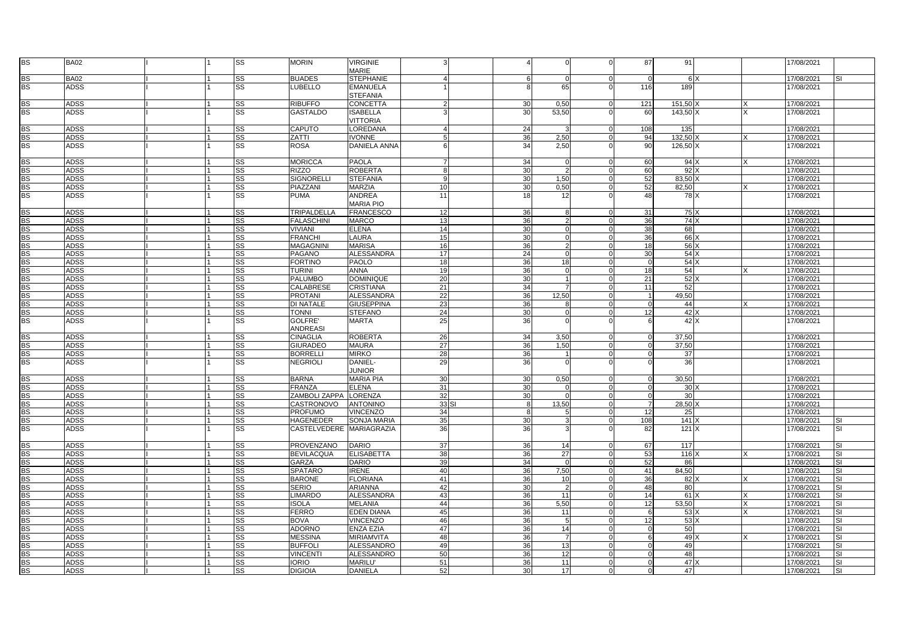| | | | | | | | | | | | | | | | | | | |
|---|---|---|---|---|---|---|---|---|---|---|---|---|---|---|---|---|---|---|
| BS | BA02 | | I | 1 | SS | MORIN | VIRGINIE MARIE | 3 | | 4 | 0 | 0 | 87 | 91 | | | 17/08/2021 | |
| BS | BA02 | | I | 1 | SS | BUADES | STEPHANIE | 4 | | 6 | 0 | 0 | 0 | 6 | X | | 17/08/2021 | SI |
| BS | ADSS | | I | 1 | SS | LUBELLO | EMANUELA STEFANIA | 1 | | 8 | 65 | 0 | 116 | 189 | | | 17/08/2021 | |
| BS | ADSS | | I | 1 | SS | RIBUFFO | CONCETTA | 2 | | 30 | 0,50 | 0 | 121 | 151,50 | X | X | 17/08/2021 | |
| BS | ADSS | | I | 1 | SS | GASTALDO | ISABELLA VITTORIA | 3 | | 30 | 53,50 | 0 | 60 | 143,50 | X | X | 17/08/2021 | |
| BS | ADSS | | I | 1 | SS | CAPUTO | LOREDANA | 4 | | 24 | 3 | 0 | 108 | 135 | | | 17/08/2021 | |
| BS | ADSS | | I | 1 | SS | ZATTI | IVONNE | 5 | | 36 | 2,50 | 0 | 94 | 132,50 | X | X | 17/08/2021 | |
| BS | ADSS | | I | 1 | SS | ROSA | DANIELA ANNA | 6 | | 34 | 2,50 | 0 | 90 | 126,50 | X | | 17/08/2021 | |
| BS | ADSS | | I | 1 | SS | MORICCA | PAOLA | 7 | | 34 | 0 | 0 | 60 | 94 | X | X | 17/08/2021 | |
| BS | ADSS | | I | 1 | SS | RIZZO | ROBERTA | 8 | | 30 | 2 | 0 | 60 | 92 | X | | 17/08/2021 | |
| BS | ADSS | | I | 1 | SS | SIGNORELLI | STEFANIA | 9 | | 30 | 1,50 | 0 | 52 | 83,50 | X | | 17/08/2021 | |
| BS | ADSS | | I | 1 | SS | PIAZZANI | MARZIA | 10 | | 30 | 0,50 | 0 | 52 | 82,50 | | X | 17/08/2021 | |
| BS | ADSS | | I | 1 | SS | PUMA | ANDREA MARIA PIO | 11 | | 18 | 12 | 0 | 48 | 78 | X | | 17/08/2021 | |
| BS | ADSS | | I | 1 | SS | TRIPALDELLA | FRANCESCO | 12 | | 36 | 8 | 0 | 31 | 75 | X | | 17/08/2021 | |
| BS | ADSS | | I | 1 | SS | FALASCHINI | MARCO | 13 | | 36 | 2 | 0 | 36 | 74 | X | | 17/08/2021 | |
| BS | ADSS | | I | 1 | SS | VIVIANI | ELENA | 14 | | 30 | 0 | 0 | 38 | 68 | | | 17/08/2021 | |
| BS | ADSS | | I | 1 | SS | FRANCHI | LAURA | 15 | | 30 | 0 | 0 | 36 | 66 | X | | 17/08/2021 | |
| BS | ADSS | | I | 1 | SS | MAGAGNINI | MARISA | 16 | | 36 | 2 | 0 | 18 | 56 | X | | 17/08/2021 | |
| BS | ADSS | | I | 1 | SS | PAGANO | ALESSANDRA | 17 | | 24 | 0 | 0 | 30 | 54 | X | | 17/08/2021 | |
| BS | ADSS | | I | 1 | SS | FORTINO | PAOLO | 18 | | 36 | 18 | 0 | 0 | 54 | X | | 17/08/2021 | |
| BS | ADSS | | I | 1 | SS | TURINI | ANNA | 19 | | 36 | 0 | 0 | 18 | 54 | | X | 17/08/2021 | |
| BS | ADSS | | I | 1 | SS | PALUMBO | DOMINIQUE | 20 | | 30 | 1 | 0 | 21 | 52 | X | | 17/08/2021 | |
| BS | ADSS | | I | 1 | SS | CALABRESE | CRISTIANA | 21 | | 34 | 7 | 0 | 11 | 52 | | | 17/08/2021 | |
| BS | ADSS | | I | 1 | SS | PROTANI | ALESSANDRA | 22 | | 36 | 12,50 | 0 | 1 | 49,50 | | | 17/08/2021 | |
| BS | ADSS | | I | 1 | SS | DI NATALE | GIUSEPPINA | 23 | | 36 | 8 | 0 | 0 | 44 | | X | 17/08/2021 | |
| BS | ADSS | | I | 1 | SS | TONNI | STEFANO | 24 | | 30 | 0 | 0 | 12 | 42 | X | | 17/08/2021 | |
| BS | ADSS | | I | 1 | SS | GOLFRE' ANDREASI | MARTA | 25 | | 36 | 0 | 0 | 6 | 42 | X | | 17/08/2021 | |
| BS | ADSS | | I | 1 | SS | CINAGLIA | ROBERTA | 26 | | 34 | 3,50 | 0 | 0 | 37,50 | | | 17/08/2021 | |
| BS | ADSS | | I | 1 | SS | GIURADEO | MAURA | 27 | | 36 | 1,50 | 0 | 0 | 37,50 | | | 17/08/2021 | |
| BS | ADSS | | I | 1 | SS | BORRELLI | MIRKO | 28 | | 36 | 1 | 0 | 0 | 37 | | | 17/08/2021 | |
| BS | ADSS | | I | 1 | SS | NEGRIOLI | DANIEL-JUNIOR | 29 | | 36 | 0 | 0 | 0 | 36 | | | 17/08/2021 | |
| BS | ADSS | | I | 1 | SS | BARNA | MARIA PIA | 30 | | 30 | 0,50 | 0 | 0 | 30,50 | | | 17/08/2021 | |
| BS | ADSS | | I | 1 | SS | FRANZA | ELENA | 31 | | 30 | 0 | 0 | 0 | 30 | X | | 17/08/2021 | |
| BS | ADSS | | I | 1 | SS | ZAMBOLI ZAPPA | LORENZA | 32 | | 30 | 0 | 0 | 0 | 30 | | | 17/08/2021 | |
| BS | ADSS | | I | 1 | SS | CASTRONOVO | ANTONINO | 33 | SI | 8 | 13,50 | 0 | 7 | 28,50 | X | | 17/08/2021 | |
| BS | ADSS | | I | 1 | SS | PROFUMO | VINCENZO | 34 | | 8 | 5 | 0 | 12 | 25 | | | 17/08/2021 | |
| BS | ADSS | | I | 1 | SS | HAGENEDER | SONJA MARIA | 35 | | 30 | 3 | 0 | 108 | 141 | X | | 17/08/2021 | SI |
| BS | ADSS | | I | 1 | SS | CASTELVEDERE | MARIAGRAZIA | 36 | | 36 | 3 | 0 | 82 | 121 | X | | 17/08/2021 | SI |
| BS | ADSS | | I | 1 | SS | PROVENZANO | DARIO | 37 | | 36 | 14 | 0 | 67 | 117 | | | 17/08/2021 | SI |
| BS | ADSS | | I | 1 | SS | BEVILACQUA | ELISABETTA | 38 | | 36 | 27 | 0 | 53 | 116 | X | X | 17/08/2021 | SI |
| BS | ADSS | | I | 1 | SS | GARZA | DARIO | 39 | | 34 | 0 | 0 | 52 | 86 | | | 17/08/2021 | SI |
| BS | ADSS | | I | 1 | SS | SPATARO | IRENE | 40 | | 36 | 7,50 | 0 | 41 | 84,50 | | | 17/08/2021 | SI |
| BS | ADSS | | I | 1 | SS | BARONE | FLORIANA | 41 | | 36 | 10 | 0 | 36 | 82 | X | X | 17/08/2021 | SI |
| BS | ADSS | | I | 1 | SS | SERIO | ARIANNA | 42 | | 30 | 2 | 0 | 48 | 80 | | | 17/08/2021 | SI |
| BS | ADSS | | I | 1 | SS | LIMARDO | ALESSANDRA | 43 | | 36 | 11 | 0 | 14 | 61 | X | X | 17/08/2021 | SI |
| BS | ADSS | | I | 1 | SS | ISOLA | MELANIA | 44 | | 36 | 5,50 | 0 | 12 | 53,50 | | X | 17/08/2021 | SI |
| BS | ADSS | | I | 1 | SS | FERRO | EDEN DIANA | 45 | | 36 | 11 | 0 | 6 | 53 | X | X | 17/08/2021 | SI |
| BS | ADSS | | I | 1 | SS | BOVA | VINCENZO | 46 | | 36 | 5 | 0 | 12 | 53 | X | | 17/08/2021 | SI |
| BS | ADSS | | I | 1 | SS | ADORNO | ENZA EZIA | 47 | | 36 | 14 | 0 | 0 | 50 | | | 17/08/2021 | SI |
| BS | ADSS | | I | 1 | SS | MESSINA | MIRIAMVITA | 48 | | 36 | 7 | 0 | 6 | 49 | X | X | 17/08/2021 | SI |
| BS | ADSS | | I | 1 | SS | BUFFOLI | ALESSANDRO | 49 | | 36 | 13 | 0 | 0 | 49 | | | 17/08/2021 | SI |
| BS | ADSS | | I | 1 | SS | VINCENTI | ALESSANDRO | 50 | | 36 | 12 | 0 | 0 | 48 | | | 17/08/2021 | SI |
| BS | ADSS | | I | 1 | SS | IORIO | MARILU' | 51 | | 36 | 11 | 0 | 0 | 47 | X | | 17/08/2021 | SI |
| BS | ADSS | | I | 1 | SS | DIGIOIA | DANIELA | 52 | | 30 | 17 | 0 | 0 | 47 | | | 17/08/2021 | SI |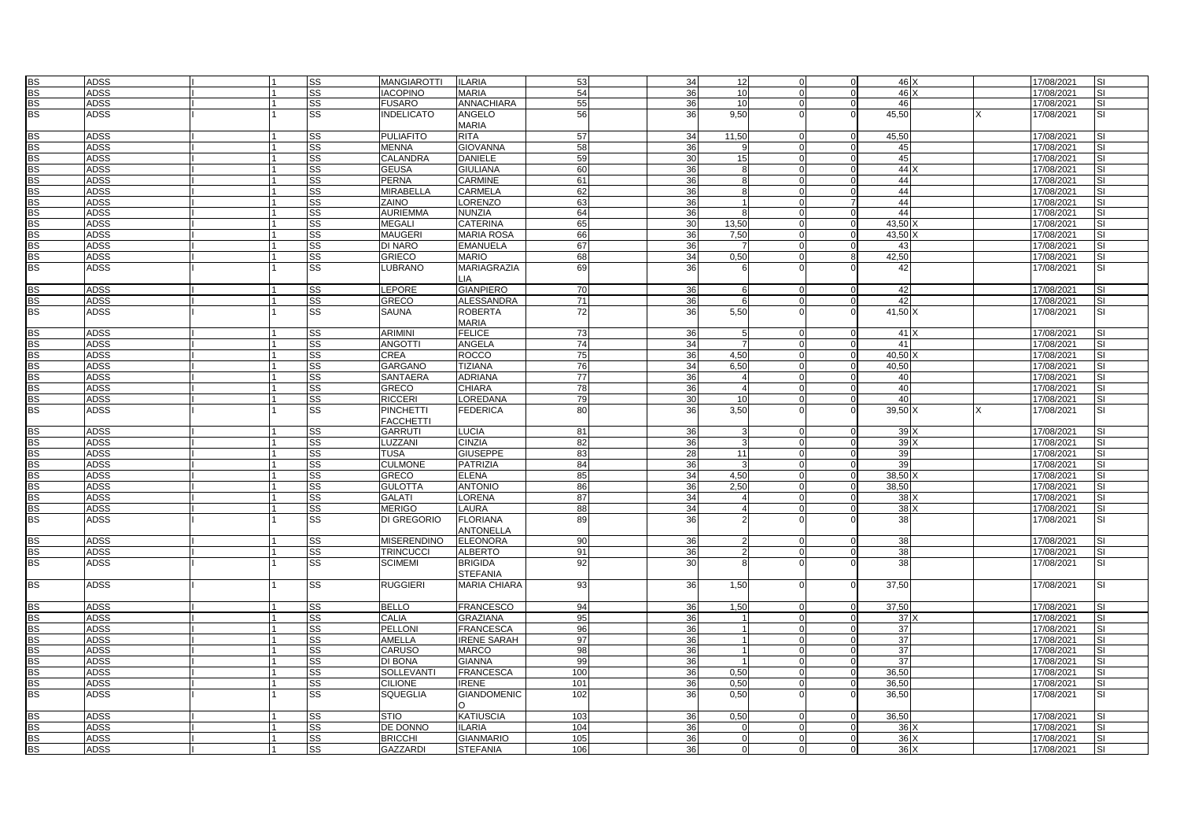| | | | | | | | | | | | | | | | | |
|---|---|---|---|---|---|---|---|---|---|---|---|---|---|---|---|---|
| BS | ADSS | I | 1 | SS | MANGIAROTTI | ILARIA | 53 | 34 | 12 | 0 | 0 | 46 | X | | 17/08/2021 | SI |
| BS | ADSS | I | 1 | SS | IACOPINO | MARIA | 54 | 36 | 10 | 0 | 0 | 46 | X | | 17/08/2021 | SI |
| BS | ADSS | I | 1 | SS | FUSARO | ANNACHIARA | 55 | 36 | 10 | 0 | 0 | 46 | | | 17/08/2021 | SI |
| BS | ADSS | I | 1 | SS | INDELICATO | ANGELO MARIA | 56 | 36 | 9,50 | 0 | 0 | 45,50 | | X | 17/08/2021 | SI |
| BS | ADSS | I | 1 | SS | PULIAFITO | RITA | 57 | 34 | 11,50 | 0 | 0 | 45,50 | | | 17/08/2021 | SI |
| BS | ADSS | I | 1 | SS | MENNA | GIOVANNA | 58 | 36 | 9 | 0 | 0 | 45 | | | 17/08/2021 | SI |
| BS | ADSS | I | 1 | SS | CALANDRA | DANIELE | 59 | 30 | 15 | 0 | 0 | 45 | | | 17/08/2021 | SI |
| BS | ADSS | I | 1 | SS | GEUSA | GIULIANA | 60 | 36 | 8 | 0 | 0 | 44 | X | | 17/08/2021 | SI |
| BS | ADSS | I | 1 | SS | PERNA | CARMINE | 61 | 36 | 8 | 0 | 0 | 44 | | | 17/08/2021 | SI |
| BS | ADSS | I | 1 | SS | MIRABELLA | CARMELA | 62 | 36 | 8 | 0 | 0 | 44 | | | 17/08/2021 | SI |
| BS | ADSS | I | 1 | SS | ZAINO | LORENZO | 63 | 36 | 1 | 0 | 7 | 44 | | | 17/08/2021 | SI |
| BS | ADSS | I | 1 | SS | AURIEMMA | NUNZIA | 64 | 36 | 8 | 0 | 0 | 44 | | | 17/08/2021 | SI |
| BS | ADSS | I | 1 | SS | MEGALI | CATERINA | 65 | 30 | 13,50 | 0 | 0 | 43,50 | X | | 17/08/2021 | SI |
| BS | ADSS | I | 1 | SS | MAUGERI | MARIA ROSA | 66 | 36 | 7,50 | 0 | 0 | 43,50 | X | | 17/08/2021 | SI |
| BS | ADSS | I | 1 | SS | DI NARO | EMANUELA | 67 | 36 | 7 | 0 | 0 | 43 | | | 17/08/2021 | SI |
| BS | ADSS | I | 1 | SS | GRIECO | MARIO | 68 | 34 | 0,50 | 0 | 8 | 42,50 | | | 17/08/2021 | SI |
| BS | ADSS | I | 1 | SS | LUBRANO | MARIAGRAZIA LIA | 69 | 36 | 6 | 0 | 0 | 42 | | | 17/08/2021 | SI |
| BS | ADSS | I | 1 | SS | LEPORE | GIANPIERO | 70 | 36 | 6 | 0 | 0 | 42 | | | 17/08/2021 | SI |
| BS | ADSS | I | 1 | SS | GRECO | ALESSANDRA | 71 | 36 | 6 | 0 | 0 | 42 | | | 17/08/2021 | SI |
| BS | ADSS | I | 1 | SS | SAUNA | ROBERTA MARIA | 72 | 36 | 5,50 | 0 | 0 | 41,50 | X | | 17/08/2021 | SI |
| BS | ADSS | I | 1 | SS | ARIMINI | FELICE | 73 | 36 | 5 | 0 | 0 | 41 | X | | 17/08/2021 | SI |
| BS | ADSS | I | 1 | SS | ANGOTTI | ANGELA | 74 | 34 | 7 | 0 | 0 | 41 | | | 17/08/2021 | SI |
| BS | ADSS | I | 1 | SS | CREA | ROCCO | 75 | 36 | 4,50 | 0 | 0 | 40,50 | X | | 17/08/2021 | SI |
| BS | ADSS | I | 1 | SS | GARGANO | TIZIANA | 76 | 34 | 6,50 | 0 | 0 | 40,50 | | | 17/08/2021 | SI |
| BS | ADSS | I | 1 | SS | SANTAERA | ADRIANA | 77 | 36 | 4 | 0 | 0 | 40 | | | 17/08/2021 | SI |
| BS | ADSS | I | 1 | SS | GRECO | CHIARA | 78 | 36 | 4 | 0 | 0 | 40 | | | 17/08/2021 | SI |
| BS | ADSS | I | 1 | SS | RICCERI | LOREDANA | 79 | 30 | 10 | 0 | 0 | 40 | | | 17/08/2021 | SI |
| BS | ADSS | I | 1 | SS | PINCHETTI FACCHETTI | FEDERICA | 80 | 36 | 3,50 | 0 | 0 | 39,50 | X | X | 17/08/2021 | SI |
| BS | ADSS | I | 1 | SS | GARRUTI | LUCIA | 81 | 36 | 3 | 0 | 0 | 39 | X | | 17/08/2021 | SI |
| BS | ADSS | I | 1 | SS | LUZZANI | CINZIA | 82 | 36 | 3 | 0 | 0 | 39 | X | | 17/08/2021 | SI |
| BS | ADSS | I | 1 | SS | TUSA | GIUSEPPE | 83 | 28 | 11 | 0 | 0 | 39 | | | 17/08/2021 | SI |
| BS | ADSS | I | 1 | SS | CULMONE | PATRIZIA | 84 | 36 | 3 | 0 | 0 | 39 | | | 17/08/2021 | SI |
| BS | ADSS | I | 1 | SS | GRECO | ELENA | 85 | 34 | 4,50 | 0 | 0 | 38,50 | X | | 17/08/2021 | SI |
| BS | ADSS | I | 1 | SS | GULOTTA | ANTONIO | 86 | 36 | 2,50 | 0 | 0 | 38,50 | | | 17/08/2021 | SI |
| BS | ADSS | I | 1 | SS | GALATI | LORENA | 87 | 34 | 4 | 0 | 0 | 38 | X | | 17/08/2021 | SI |
| BS | ADSS | I | 1 | SS | MERIGO | LAURA | 88 | 34 | 4 | 0 | 0 | 38 | X | | 17/08/2021 | SI |
| BS | ADSS | I | 1 | SS | DI GREGORIO | FLORIANA ANTONELLA | 89 | 36 | 2 | 0 | 0 | 38 | | | 17/08/2021 | SI |
| BS | ADSS | I | 1 | SS | MISERENDINO | ELEONORA | 90 | 36 | 2 | 0 | 0 | 38 | | | 17/08/2021 | SI |
| BS | ADSS | I | 1 | SS | TRINCUCCI | ALBERTO | 91 | 36 | 2 | 0 | 0 | 38 | | | 17/08/2021 | SI |
| BS | ADSS | I | 1 | SS | SCIMEMI | BRIGIDA STEFANIA | 92 | 30 | 8 | 0 | 0 | 38 | | | 17/08/2021 | SI |
| BS | ADSS | I | 1 | SS | RUGGIERI | MARIA CHIARA | 93 | 36 | 1,50 | 0 | 0 | 37,50 | | | 17/08/2021 | SI |
| BS | ADSS | I | 1 | SS | BELLO | FRANCESCO | 94 | 36 | 1,50 | 0 | 0 | 37,50 | | | 17/08/2021 | SI |
| BS | ADSS | I | 1 | SS | CALIA | GRAZIANA | 95 | 36 | 1 | 0 | 0 | 37 | X | | 17/08/2021 | SI |
| BS | ADSS | I | 1 | SS | PELLONI | FRANCESCA | 96 | 36 | 1 | 0 | 0 | 37 | | | 17/08/2021 | SI |
| BS | ADSS | I | 1 | SS | AMELLA | IRENE SARAH | 97 | 36 | 1 | 0 | 0 | 37 | | | 17/08/2021 | SI |
| BS | ADSS | I | 1 | SS | CARUSO | MARCO | 98 | 36 | 1 | 0 | 0 | 37 | | | 17/08/2021 | SI |
| BS | ADSS | I | 1 | SS | DI BONA | GIANNA | 99 | 36 | 1 | 0 | 0 | 37 | | | 17/08/2021 | SI |
| BS | ADSS | I | 1 | SS | SOLLEVANTI | FRANCESCA | 100 | 36 | 0,50 | 0 | 0 | 36,50 | | | 17/08/2021 | SI |
| BS | ADSS | I | 1 | SS | CILIONE | IRENE | 101 | 36 | 0,50 | 0 | 0 | 36,50 | | | 17/08/2021 | SI |
| BS | ADSS | I | 1 | SS | SQUEGLIA | GIANDOMENICO | 102 | 36 | 0,50 | 0 | 0 | 36,50 | | | 17/08/2021 | SI |
| BS | ADSS | I | 1 | SS | STIO | KATIUSCIA | 103 | 36 | 0,50 | 0 | 0 | 36,50 | | | 17/08/2021 | SI |
| BS | ADSS | I | 1 | SS | DE DONNO | ILARIA | 104 | 36 | 0 | 0 | 0 | 36 | X | | 17/08/2021 | SI |
| BS | ADSS | I | 1 | SS | BRICCHI | GIANMARIO | 105 | 36 | 0 | 0 | 0 | 36 | X | | 17/08/2021 | SI |
| BS | ADSS | I | 1 | SS | GAZZARDI | STEFANIA | 106 | 36 | 0 | 0 | 0 | 36 | X | | 17/08/2021 | SI |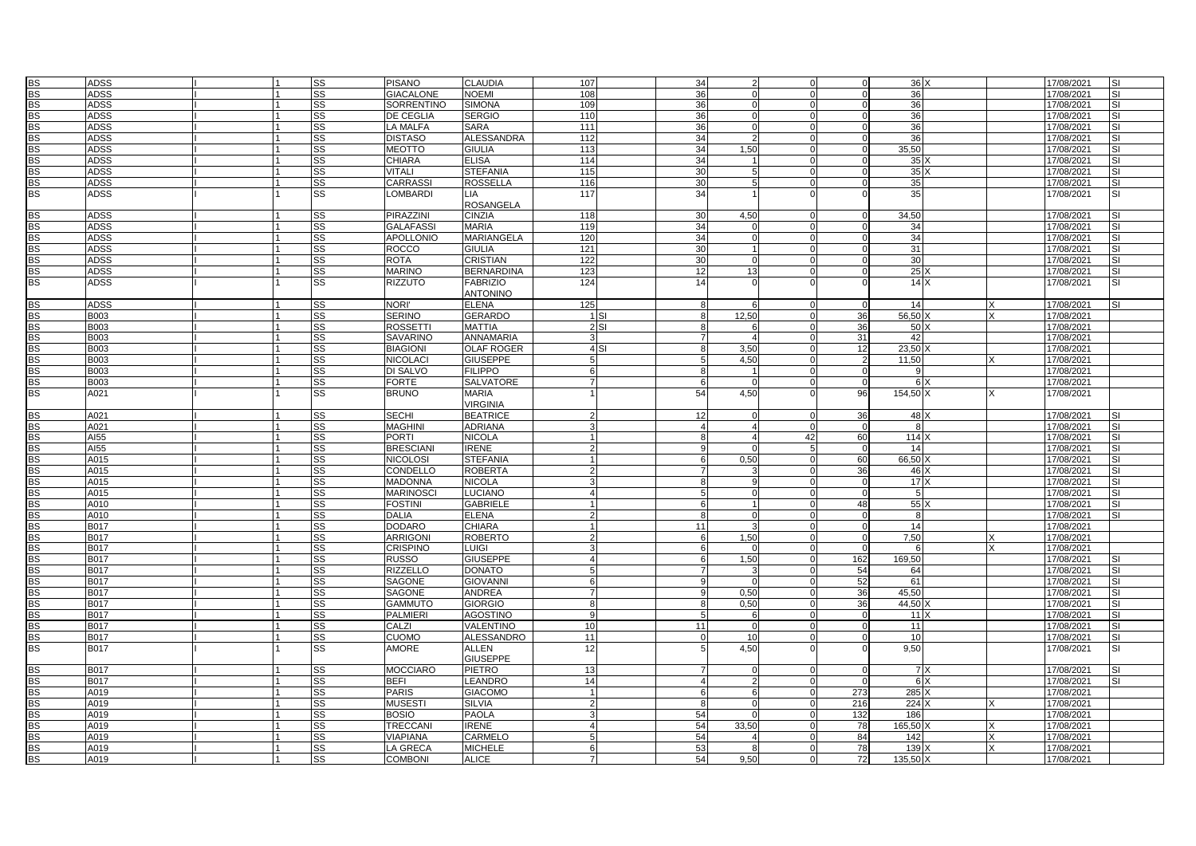| | | | | | | | | | | | | | | | | | | |
|---|---|---|---|---|---|---|---|---|---|---|---|---|---|---|---|---|---|---|
| BS | ADSS | I | 1 | SS | PISANO | CLAUDIA | 107 | | 34 | 2 | 0 | 0 | 36 | X | | | 17/08/2021 | SI |
| BS | ADSS | I | 1 | SS | GIACALONE | NOEMI | 108 | | 36 | 0 | 0 | 0 | 36 | | | | 17/08/2021 | SI |
| BS | ADSS | I | 1 | SS | SORRENTINO | SIMONA | 109 | | 36 | 0 | 0 | 0 | 36 | | | | 17/08/2021 | SI |
| BS | ADSS | I | 1 | SS | DE CEGLIA | SERGIO | 110 | | 36 | 0 | 0 | 0 | 36 | | | | 17/08/2021 | SI |
| BS | ADSS | I | 1 | SS | LA MALFA | SARA | 111 | | 36 | 0 | 0 | 0 | 36 | | | | 17/08/2021 | SI |
| BS | ADSS | I | 1 | SS | DISTASO | ALESSANDRA | 112 | | 34 | 2 | 0 | 0 | 36 | | | | 17/08/2021 | SI |
| BS | ADSS | I | 1 | SS | MEOTTO | GIULIA | 113 | | 34 | 1,50 | 0 | 0 | 35,50 | | | | 17/08/2021 | SI |
| BS | ADSS | I | 1 | SS | CHIARA | ELISA | 114 | | 34 | 1 | 0 | 0 | 35 | X | | | 17/08/2021 | SI |
| BS | ADSS | I | 1 | SS | VITALI | STEFANIA | 115 | | 30 | 5 | 0 | 0 | 35 | X | | | 17/08/2021 | SI |
| BS | ADSS | I | 1 | SS | CARRASSI | ROSSELLA | 116 | | 30 | 5 | 0 | 0 | 35 | | | | 17/08/2021 | SI |
| BS | ADSS | I | 1 | SS | LOMBARDI | LIA ROSANGELA | 117 | | 34 | 1 | 0 | 0 | 35 | | | | 17/08/2021 | SI |
| BS | ADSS | I | 1 | SS | PIRAZZINI | CINZIA | 118 | | 30 | 4,50 | 0 | 0 | 34,50 | | | | 17/08/2021 | SI |
| BS | ADSS | I | 1 | SS | GALAFASSI | MARIA | 119 | | 34 | 0 | 0 | 0 | 34 | | | | 17/08/2021 | SI |
| BS | ADSS | I | 1 | SS | APOLLONIO | MARIANGELA | 120 | | 34 | 0 | 0 | 0 | 34 | | | | 17/08/2021 | SI |
| BS | ADSS | I | 1 | SS | ROCCO | GIULIA | 121 | | 30 | 1 | 0 | 0 | 31 | | | | 17/08/2021 | SI |
| BS | ADSS | I | 1 | SS | ROTA | CRISTIAN | 122 | | 30 | 0 | 0 | 0 | 30 | | | | 17/08/2021 | SI |
| BS | ADSS | I | 1 | SS | MARINO | BERNARDINA | 123 | | 12 | 13 | 0 | 0 | 25 | X | | | 17/08/2021 | SI |
| BS | ADSS | I | 1 | SS | RIZZUTO | FABRIZIO ANTONINO | 124 | | 14 | 0 | 0 | 0 | 14 | X | | | 17/08/2021 | SI |
| BS | ADSS | I | 1 | SS | NORI' | ELENA | 125 | | 8 | 6 | 0 | 0 | 14 | | | X | 17/08/2021 | SI |
| BS | B003 | I | 1 | SS | SERINO | GERARDO | 1 | SI | 8 | 12,50 | 0 | 36 | 56,50 | X | | X | 17/08/2021 | |
| BS | B003 | I | 1 | SS | ROSSETTI | MATTIA | 2 | SI | 8 | 6 | 0 | 36 | 50 | X | | | 17/08/2021 | |
| BS | B003 | I | 1 | SS | SAVARINO | ANNAMARIA | 3 | | 7 | 4 | 0 | 31 | 42 | | | | 17/08/2021 | |
| BS | B003 | I | 1 | SS | BIAGIONI | OLAF ROGER | 4 | SI | 8 | 3,50 | 0 | 12 | 23,50 | X | | | 17/08/2021 | |
| BS | B003 | I | 1 | SS | NICOLACI | GIUSEPPE | 5 | | 5 | 4,50 | 0 | 2 | 11,50 | | | X | 17/08/2021 | |
| BS | B003 | I | 1 | SS | DI SALVO | FILIPPO | 6 | | 8 | 1 | 0 | 0 | 9 | | | | 17/08/2021 | |
| BS | B003 | I | 1 | SS | FORTE | SALVATORE | 7 | | 6 | 0 | 0 | 0 | 6 | X | | | 17/08/2021 | |
| BS | A021 | I | 1 | SS | BRUNO | MARIA VIRGINIA | 1 | | 54 | 4,50 | 0 | 96 | 154,50 | X | | X | 17/08/2021 | |
| BS | A021 | I | 1 | SS | SECHI | BEATRICE | 2 | | 12 | 0 | 0 | 36 | 48 | X | | | 17/08/2021 | SI |
| BS | A021 | I | 1 | SS | MAGHINI | ADRIANA | 3 | | 4 | 4 | 0 | 0 | 8 | | | | 17/08/2021 | SI |
| BS | AI55 | I | 1 | SS | PORTI | NICOLA | 1 | | 8 | 4 | 42 | 60 | 114 | X | | | 17/08/2021 | SI |
| BS | AI55 | I | 1 | SS | BRESCIANI | IRENE | 2 | | 9 | 0 | 5 | 0 | 14 | | | | 17/08/2021 | SI |
| BS | A015 | I | 1 | SS | NICOLOSI | STEFANIA | 1 | | 6 | 0,50 | 0 | 60 | 66,50 | X | | | 17/08/2021 | SI |
| BS | A015 | I | 1 | SS | CONDELLO | ROBERTA | 2 | | 7 | 3 | 0 | 36 | 46 | X | | | 17/08/2021 | SI |
| BS | A015 | I | 1 | SS | MADONNA | NICOLA | 3 | | 8 | 9 | 0 | 0 | 17 | X | | | 17/08/2021 | SI |
| BS | A015 | I | 1 | SS | MARINOSCI | LUCIANO | 4 | | 5 | 0 | 0 | 0 | 5 | | | | 17/08/2021 | SI |
| BS | A010 | I | 1 | SS | FOSTINI | GABRIELE | 1 | | 6 | 1 | 0 | 48 | 55 | X | | | 17/08/2021 | SI |
| BS | A010 | I | 1 | SS | DALIA | ELENA | 2 | | 8 | 0 | 0 | 0 | 8 | | | | 17/08/2021 | SI |
| BS | B017 | I | 1 | SS | DODARO | CHIARA | 1 | | 11 | 3 | 0 | 0 | 14 | | | | 17/08/2021 | |
| BS | B017 | I | 1 | SS | ARRIGONI | ROBERTO | 2 | | 6 | 1,50 | 0 | 0 | 7,50 | | | X | 17/08/2021 | |
| BS | B017 | I | 1 | SS | CRISPINO | LUIGI | 3 | | 6 | 0 | 0 | 0 | 6 | | | X | 17/08/2021 | |
| BS | B017 | I | 1 | SS | RUSSO | GIUSEPPE | 4 | | 6 | 1,50 | 0 | 162 | 169,50 | | | | 17/08/2021 | SI |
| BS | B017 | I | 1 | SS | RIZZELLO | DONATO | 5 | | 7 | 3 | 0 | 54 | 64 | | | | 17/08/2021 | SI |
| BS | B017 | I | 1 | SS | SAGONE | GIOVANNI | 6 | | 9 | 0 | 0 | 52 | 61 | | | | 17/08/2021 | SI |
| BS | B017 | I | 1 | SS | SAGONE | ANDREA | 7 | | 9 | 0,50 | 0 | 36 | 45,50 | | | | 17/08/2021 | SI |
| BS | B017 | I | 1 | SS | GAMMUTO | GIORGIO | 8 | | 8 | 0,50 | 0 | 36 | 44,50 | X | | | 17/08/2021 | SI |
| BS | B017 | I | 1 | SS | PALMIERI | AGOSTINO | 9 | | 5 | 6 | 0 | 0 | 11 | X | | | 17/08/2021 | SI |
| BS | B017 | I | 1 | SS | CALZI | VALENTINO | 10 | | 11 | 0 | 0 | 0 | 11 | | | | 17/08/2021 | SI |
| BS | B017 | I | 1 | SS | CUOMO | ALESSANDRO | 11 | | 0 | 10 | 0 | 0 | 10 | | | | 17/08/2021 | SI |
| BS | B017 | I | 1 | SS | AMORE | ALLEN GIUSEPPE | 12 | | 5 | 4,50 | 0 | 0 | 9,50 | | | | 17/08/2021 | SI |
| BS | B017 | I | 1 | SS | MOCCIARO | PIETRO | 13 | | 7 | 0 | 0 | 0 | 7 | X | | | 17/08/2021 | SI |
| BS | B017 | I | 1 | SS | BEFI | LEANDRO | 14 | | 4 | 2 | 0 | 0 | 6 | X | | | 17/08/2021 | SI |
| BS | A019 | I | 1 | SS | PARIS | GIACOMO | 1 | | 6 | 6 | 0 | 273 | 285 | X | | | 17/08/2021 | |
| BS | A019 | I | 1 | SS | MUSESTI | SILVIA | 2 | | 8 | 0 | 0 | 216 | 224 | X | | X | 17/08/2021 | |
| BS | A019 | I | 1 | SS | BOSIO | PAOLA | 3 | | 54 | 0 | 0 | 132 | 186 | | | | 17/08/2021 | |
| BS | A019 | I | 1 | SS | TRECCANI | IRENE | 4 | | 54 | 33,50 | 0 | 78 | 165,50 | X | | X | 17/08/2021 | |
| BS | A019 | I | 1 | SS | VIAPIANA | CARMELO | 5 | | 54 | 4 | 0 | 84 | 142 | | | X | 17/08/2021 | |
| BS | A019 | I | 1 | SS | LA GRECA | MICHELE | 6 | | 53 | 8 | 0 | 78 | 139 | X | | X | 17/08/2021 | |
| BS | A019 | I | 1 | SS | COMBONI | ALICE | 7 | | 54 | 9,50 | 0 | 72 | 135,50 | X | | | 17/08/2021 | |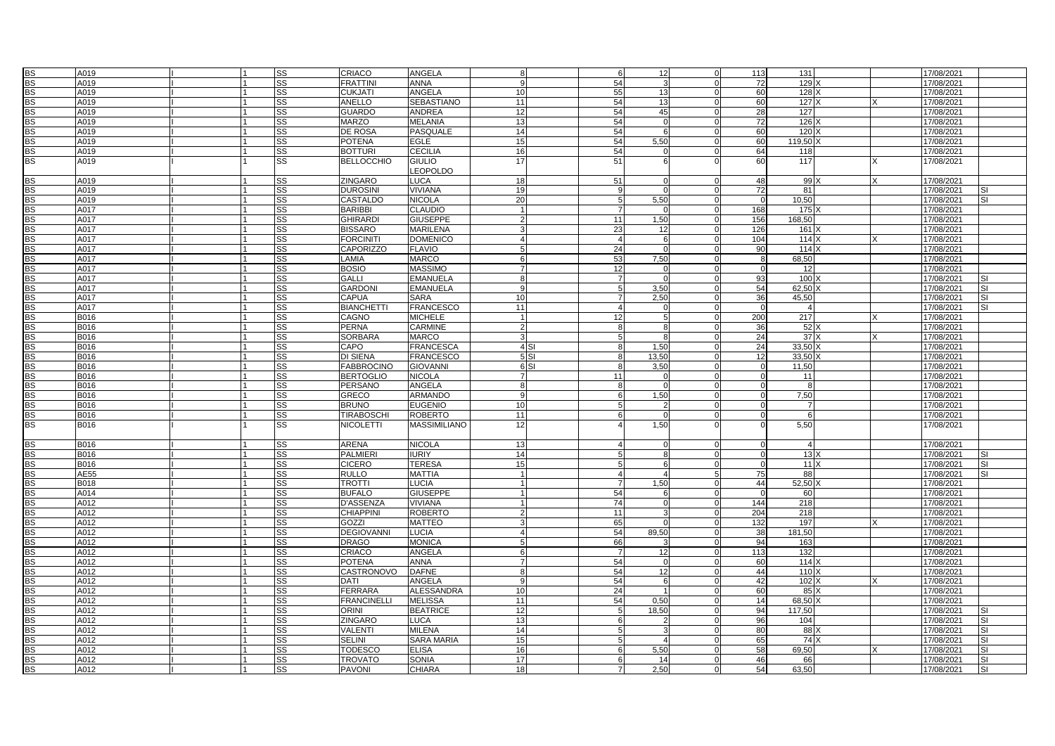| | | | | | | | | | | | | | | | | | |
|---|---|---|---|---|---|---|---|---|---|---|---|---|---|---|---|---|---|
| BS | A019 | I | 1 | SS | CRIACO | ANGELA | 8 | | 6 | 12 | 0 | 113 | 131 | | | 17/08/2021 | |
| BS | A019 | I | 1 | SS | FRATTINI | ANNA | 9 | | 54 | 3 | 0 | 72 | 129 | X | | 17/08/2021 | |
| BS | A019 | I | 1 | SS | CUKJATI | ANGELA | 10 | | 55 | 13 | 0 | 60 | 128 | X | | 17/08/2021 | |
| BS | A019 | I | 1 | SS | ANELLO | SEBASTIANO | 11 | | 54 | 13 | 0 | 60 | 127 | X | X | 17/08/2021 | |
| BS | A019 | I | 1 | SS | GUARDO | ANDREA | 12 | | 54 | 45 | 0 | 28 | 127 | | | 17/08/2021 | |
| BS | A019 | I | 1 | SS | MARZO | MELANIA | 13 | | 54 | 0 | 0 | 72 | 126 | X | | 17/08/2021 | |
| BS | A019 | I | 1 | SS | DE ROSA | PASQUALE | 14 | | 54 | 6 | 0 | 60 | 120 | X | | 17/08/2021 | |
| BS | A019 | I | 1 | SS | POTENA | EGLE | 15 | | 54 | 5,50 | 0 | 60 | 119,50 | X | | 17/08/2021 | |
| BS | A019 | I | 1 | SS | BOTTURI | CECILIA | 16 | | 54 | 0 | 0 | 64 | 118 | | | 17/08/2021 | |
| BS | A019 | I | 1 | SS | BELLOCCHIO | GIULIO LEOPOLDO | 17 | | 51 | 6 | 0 | 60 | 117 | | X | 17/08/2021 | |
| BS | A019 | I | 1 | SS | ZINGARO | LUCA | 18 | | 51 | 0 | 0 | 48 | 99 | X | X | 17/08/2021 | |
| BS | A019 | I | 1 | SS | DUROSINI | VIVIANA | 19 | | 9 | 0 | 0 | 72 | 81 | | | 17/08/2021 | SI |
| BS | A019 | I | 1 | SS | CASTALDO | NICOLA | 20 | | 5 | 5,50 | 0 | 0 | 10,50 | | | 17/08/2021 | SI |
| BS | A017 | I | 1 | SS | BARIBBI | CLAUDIO | 1 | | 7 | 0 | 0 | 168 | 175 | X | | 17/08/2021 | |
| BS | A017 | I | 1 | SS | GHIRARDI | GIUSEPPE | 2 | | 11 | 1,50 | 0 | 156 | 168,50 | | | 17/08/2021 | |
| BS | A017 | I | 1 | SS | BISSARO | MARILENA | 3 | | 23 | 12 | 0 | 126 | 161 | X | | 17/08/2021 | |
| BS | A017 | I | 1 | SS | FORCINITI | DOMENICO | 4 | | 4 | 6 | 0 | 104 | 114 | X | X | 17/08/2021 | |
| BS | A017 | I | 1 | SS | CAPORIZZO | FLAVIO | 5 | | 24 | 0 | 0 | 90 | 114 | X | | 17/08/2021 | |
| BS | A017 | I | 1 | SS | LAMIA | MARCO | 6 | | 53 | 7,50 | 0 | 8 | 68,50 | | | 17/08/2021 | |
| BS | A017 | I | 1 | SS | BOSIO | MASSIMO | 7 | | 12 | 0 | 0 | 0 | 12 | | | 17/08/2021 | |
| BS | A017 | I | 1 | SS | GALLI | EMANUELA | 8 | | 7 | 0 | 0 | 93 | 100 | X | | 17/08/2021 | SI |
| BS | A017 | I | 1 | SS | GARDONI | EMANUELA | 9 | | 5 | 3,50 | 0 | 54 | 62,50 | X | | 17/08/2021 | SI |
| BS | A017 | I | 1 | SS | CAPUA | SARA | 10 | | 7 | 2,50 | 0 | 36 | 45,50 | | | 17/08/2021 | SI |
| BS | A017 | I | 1 | SS | BIANCHETTI | FRANCESCO | 11 | | 4 | 0 | 0 | 0 | 4 | | | 17/08/2021 | SI |
| BS | B016 | I | 1 | SS | CAGNO | MICHELE | 1 | | 12 | 5 | 0 | 200 | 217 | | X | 17/08/2021 | |
| BS | B016 | I | 1 | SS | PERNA | CARMINE | 2 | | 8 | 8 | 0 | 36 | 52 | X | | 17/08/2021 | |
| BS | B016 | I | 1 | SS | SORBARA | MARCO | 3 | | 5 | 8 | 0 | 24 | 37 | X | X | 17/08/2021 | |
| BS | B016 | I | 1 | SS | CAPO | FRANCESCA | 4 | SI | 8 | 1,50 | 0 | 24 | 33,50 | X | | 17/08/2021 | |
| BS | B016 | I | 1 | SS | DI SIENA | FRANCESCO | 5 | SI | 8 | 13,50 | 0 | 12 | 33,50 | X | | 17/08/2021 | |
| BS | B016 | I | 1 | SS | FABBROCINO | GIOVANNI | 6 | SI | 8 | 3,50 | 0 | 0 | 11,50 | | | 17/08/2021 | |
| BS | B016 | I | 1 | SS | BERTOGLIO | NICOLA | 7 | | 11 | 0 | 0 | 0 | 11 | | | 17/08/2021 | |
| BS | B016 | I | 1 | SS | PERSANO | ANGELA | 8 | | 8 | 0 | 0 | 0 | 8 | | | 17/08/2021 | |
| BS | B016 | I | 1 | SS | GRECO | ARMANDO | 9 | | 6 | 1,50 | 0 | 0 | 7,50 | | | 17/08/2021 | |
| BS | B016 | I | 1 | SS | BRUNO | EUGENIO | 10 | | 5 | 2 | 0 | 0 | 7 | | | 17/08/2021 | |
| BS | B016 | I | 1 | SS | TIRABOSCHI | ROBERTO | 11 | | 6 | 0 | 0 | 0 | 6 | | | 17/08/2021 | |
| BS | B016 | I | 1 | SS | NICOLETTI | MASSIMILIANO | 12 | | 4 | 1,50 | 0 | 0 | 5,50 | | | 17/08/2021 | |
| BS | B016 | I | 1 | SS | ARENA | NICOLA | 13 | | 4 | 0 | 0 | 0 | 4 | | | 17/08/2021 | |
| BS | B016 | I | 1 | SS | PALMIERI | IURIY | 14 | | 5 | 8 | 0 | 0 | 13 | X | | 17/08/2021 | SI |
| BS | B016 | I | 1 | SS | CICERO | TERESA | 15 | | 5 | 6 | 0 | 0 | 11 | X | | 17/08/2021 | SI |
| BS | AE55 | I | 1 | SS | RULLO | MATTIA | 1 | | 4 | 4 | 5 | 75 | 88 | | | 17/08/2021 | SI |
| BS | B018 | I | 1 | SS | TROTTI | LUCIA | 1 | | 7 | 1,50 | 0 | 44 | 52,50 | X | | 17/08/2021 | |
| BS | A014 | I | 1 | SS | BUFALO | GIUSEPPE | 1 | | 54 | 6 | 0 | 0 | 60 | | | 17/08/2021 | |
| BS | A012 | I | 1 | SS | D'ASSENZA | VIVIANA | 1 | | 74 | 0 | 0 | 144 | 218 | | | 17/08/2021 | |
| BS | A012 | I | 1 | SS | CHIAPPINI | ROBERTO | 2 | | 11 | 3 | 0 | 204 | 218 | | | 17/08/2021 | |
| BS | A012 | I | 1 | SS | GOZZI | MATTEO | 3 | | 65 | 0 | 0 | 132 | 197 | | X | 17/08/2021 | |
| BS | A012 | I | 1 | SS | DEGIOVANNI | LUCIA | 4 | | 54 | 89,50 | 0 | 38 | 181,50 | | | 17/08/2021 | |
| BS | A012 | I | 1 | SS | DRAGO | MONICA | 5 | | 66 | 3 | 0 | 94 | 163 | | | 17/08/2021 | |
| BS | A012 | I | 1 | SS | CRIACO | ANGELA | 6 | | 7 | 12 | 0 | 113 | 132 | | | 17/08/2021 | |
| BS | A012 | I | 1 | SS | POTENA | ANNA | 7 | | 54 | 0 | 0 | 60 | 114 | X | | 17/08/2021 | |
| BS | A012 | I | 1 | SS | CASTRONOVO | DAFNE | 8 | | 54 | 12 | 0 | 44 | 110 | X | | 17/08/2021 | |
| BS | A012 | I | 1 | SS | DATI | ANGELA | 9 | | 54 | 6 | 0 | 42 | 102 | X | X | 17/08/2021 | |
| BS | A012 | I | 1 | SS | FERRARA | ALESSANDRA | 10 | | 24 | 1 | 0 | 60 | 85 | X | | 17/08/2021 | |
| BS | A012 | I | 1 | SS | FRANCINELLI | MELISSA | 11 | | 54 | 0,50 | 0 | 14 | 68,50 | X | | 17/08/2021 | |
| BS | A012 | I | 1 | SS | ORINI | BEATRICE | 12 | | 5 | 18,50 | 0 | 94 | 117,50 | | | 17/08/2021 | SI |
| BS | A012 | I | 1 | SS | ZINGARO | LUCA | 13 | | 6 | 2 | 0 | 96 | 104 | | | 17/08/2021 | SI |
| BS | A012 | I | 1 | SS | VALENTI | MILENA | 14 | | 5 | 3 | 0 | 80 | 88 | X | | 17/08/2021 | SI |
| BS | A012 | I | 1 | SS | SELINI | SARA MARIA | 15 | | 5 | 4 | 0 | 65 | 74 | X | | 17/08/2021 | SI |
| BS | A012 | I | 1 | SS | TODESCO | ELISA | 16 | | 6 | 5,50 | 0 | 58 | 69,50 | | X | 17/08/2021 | SI |
| BS | A012 | I | 1 | SS | TROVATO | SONIA | 17 | | 6 | 14 | 0 | 46 | 66 | | | 17/08/2021 | SI |
| BS | A012 | I | 1 | SS | PAVONI | CHIARA | 18 | | 7 | 2,50 | 0 | 54 | 63,50 | | | 17/08/2021 | SI |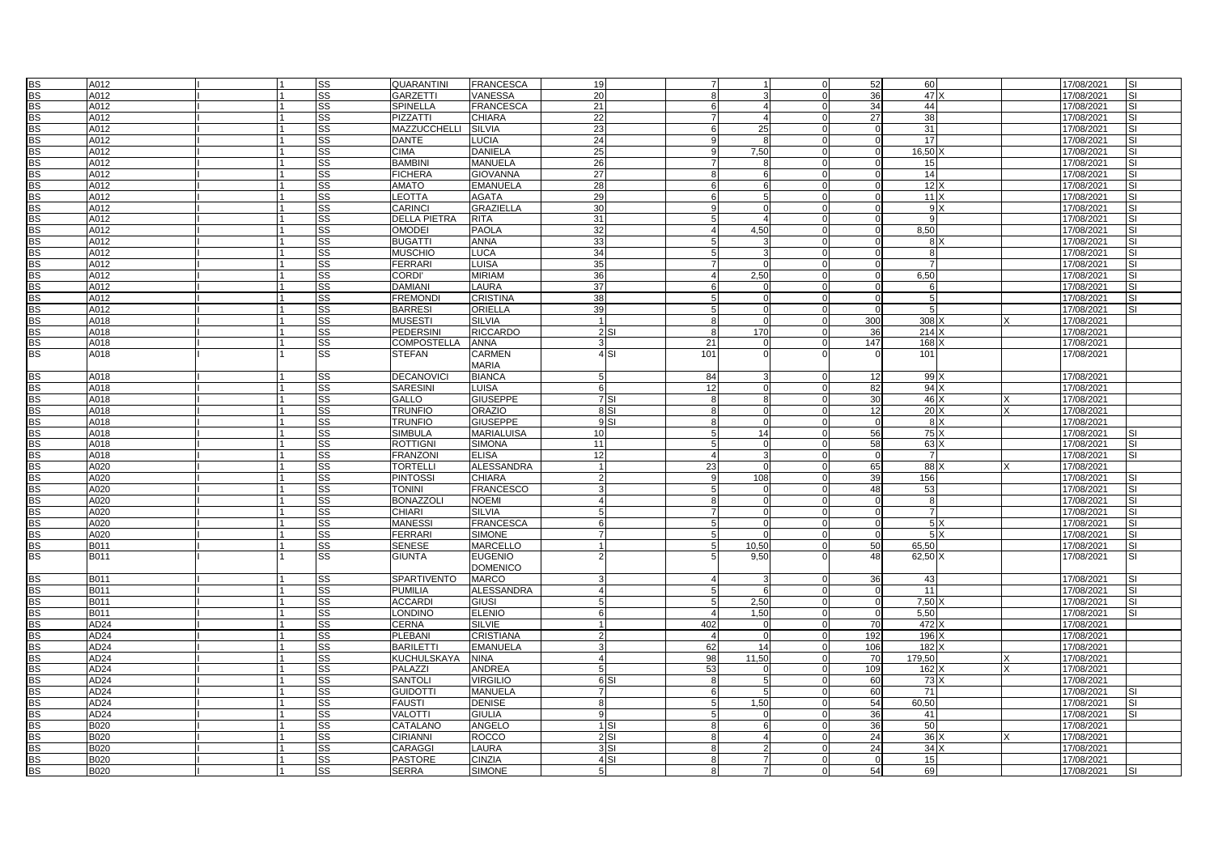| | | | | | | | | | | | | | | | | | |
|---|---|---|---|---|---|---|---|---|---|---|---|---|---|---|---|---|---|
| BS | A012 | I | 1 | SS | QUARANTINI | FRANCESCA | 19 | | 7 | 1 | 0 | 52 | 60 | | | 17/08/2021 | SI |
| BS | A012 | I | 1 | SS | GARZETTI | VANESSA | 20 | | 8 | 3 | 0 | 36 | 47 | X | | 17/08/2021 | SI |
| BS | A012 | I | 1 | SS | SPINELLA | FRANCESCA | 21 | | 6 | 4 | 0 | 34 | 44 | | | 17/08/2021 | SI |
| BS | A012 | I | 1 | SS | PIZZATTI | CHIARA | 22 | | 7 | 4 | 0 | 27 | 38 | | | 17/08/2021 | SI |
| BS | A012 | I | 1 | SS | MAZZUCCHELLI | SILVIA | 23 | | 6 | 25 | 0 | 0 | 31 | | | 17/08/2021 | SI |
| BS | A012 | I | 1 | SS | DANTE | LUCIA | 24 | | 9 | 8 | 0 | 0 | 17 | | | 17/08/2021 | SI |
| BS | A012 | I | 1 | SS | CIMA | DANIELA | 25 | | 9 | 7,50 | 0 | 0 | 16,50 | X | | 17/08/2021 | SI |
| BS | A012 | I | 1 | SS | BAMBINI | MANUELA | 26 | | 7 | 8 | 0 | 0 | 15 | | | 17/08/2021 | SI |
| BS | A012 | I | 1 | SS | FICHERA | GIOVANNA | 27 | | 8 | 6 | 0 | 0 | 14 | | | 17/08/2021 | SI |
| BS | A012 | I | 1 | SS | AMATO | EMANUELA | 28 | | 6 | 6 | 0 | 0 | 12 | X | | 17/08/2021 | SI |
| BS | A012 | I | 1 | SS | LEOTTA | AGATA | 29 | | 6 | 5 | 0 | 0 | 11 | X | | 17/08/2021 | SI |
| BS | A012 | I | 1 | SS | CARINCI | GRAZIELLA | 30 | | 9 | 0 | 0 | 0 | 9 | X | | 17/08/2021 | SI |
| BS | A012 | I | 1 | SS | DELLA PIETRA | RITA | 31 | | 5 | 4 | 0 | 0 | 9 | | | 17/08/2021 | SI |
| BS | A012 | I | 1 | SS | OMODEI | PAOLA | 32 | | 4 | 4,50 | 0 | 0 | 8,50 | | | 17/08/2021 | SI |
| BS | A012 | I | 1 | SS | BUGATTI | ANNA | 33 | | 5 | 3 | 0 | 0 | 8 | X | | 17/08/2021 | SI |
| BS | A012 | I | 1 | SS | MUSCHIO | LUCA | 34 | | 5 | 3 | 0 | 0 | 8 | | | 17/08/2021 | SI |
| BS | A012 | I | 1 | SS | FERRARI | LUISA | 35 | | 7 | 0 | 0 | 0 | 7 | | | 17/08/2021 | SI |
| BS | A012 | I | 1 | SS | CORDI' | MIRIAM | 36 | | 4 | 2,50 | 0 | 0 | 6,50 | | | 17/08/2021 | SI |
| BS | A012 | I | 1 | SS | DAMIANI | LAURA | 37 | | 6 | 0 | 0 | 0 | 6 | | | 17/08/2021 | SI |
| BS | A012 | I | 1 | SS | FREMONDI | CRISTINA | 38 | | 5 | 0 | 0 | 0 | 5 | | | 17/08/2021 | SI |
| BS | A012 | I | 1 | SS | BARRESI | ORIELLA | 39 | | 5 | 0 | 0 | 0 | 5 | | | 17/08/2021 | SI |
| BS | A018 | I | 1 | SS | MUSESTI | SILVIA | 1 | | 8 | 0 | 0 | 300 | 308 | X | X | 17/08/2021 | |
| BS | A018 | I | 1 | SS | PEDERSINI | RICCARDO | 2 | SI | 8 | 170 | 0 | 36 | 214 | X | | 17/08/2021 | |
| BS | A018 | I | 1 | SS | COMPOSTELLA | ANNA | 3 | | 21 | 0 | 0 | 147 | 168 | X | | 17/08/2021 | |
| BS | A018 | I | 1 | SS | STEFAN | CARMEN MARIA | 4 | SI | 101 | 0 | 0 | 0 | 101 | | | 17/08/2021 | |
| BS | A018 | I | 1 | SS | DECANOVICI | BIANCA | 5 | | 84 | 3 | 0 | 12 | 99 | X | | 17/08/2021 | |
| BS | A018 | I | 1 | SS | SARESINI | LUISA | 6 | | 12 | 0 | 0 | 82 | 94 | X | | 17/08/2021 | |
| BS | A018 | I | 1 | SS | GALLO | GIUSEPPE | 7 | SI | 8 | 8 | 0 | 30 | 46 | X | X | 17/08/2021 | |
| BS | A018 | I | 1 | SS | TRUNFIO | ORAZIO | 8 | SI | 8 | 0 | 0 | 12 | 20 | X | X | 17/08/2021 | |
| BS | A018 | I | 1 | SS | TRUNFIO | GIUSEPPE | 9 | SI | 8 | 0 | 0 | 0 | 8 | X | | 17/08/2021 | |
| BS | A018 | I | 1 | SS | SIMBULA | MARIALUISA | 10 | | 5 | 14 | 0 | 56 | 75 | X | | 17/08/2021 | SI |
| BS | A018 | I | 1 | SS | ROTTIGNI | SIMONA | 11 | | 5 | 0 | 0 | 58 | 63 | X | | 17/08/2021 | SI |
| BS | A018 | I | 1 | SS | FRANZONI | ELISA | 12 | | 4 | 3 | 0 | 0 | 7 | | | 17/08/2021 | SI |
| BS | A020 | I | 1 | SS | TORTELLI | ALESSANDRA | 1 | | 23 | 0 | 0 | 65 | 88 | X | X | 17/08/2021 | |
| BS | A020 | I | 1 | SS | PINTOSSI | CHIARA | 2 | | 9 | 108 | 0 | 39 | 156 | | | 17/08/2021 | SI |
| BS | A020 | I | 1 | SS | TONINI | FRANCESCO | 3 | | 5 | 0 | 0 | 48 | 53 | | | 17/08/2021 | SI |
| BS | A020 | I | 1 | SS | BONAZZOLI | NOEMI | 4 | | 8 | 0 | 0 | 0 | 8 | | | 17/08/2021 | SI |
| BS | A020 | I | 1 | SS | CHIARI | SILVIA | 5 | | 7 | 0 | 0 | 0 | 7 | | | 17/08/2021 | SI |
| BS | A020 | I | 1 | SS | MANESSI | FRANCESCA | 6 | | 5 | 0 | 0 | 0 | 5 | X | | 17/08/2021 | SI |
| BS | A020 | I | 1 | SS | FERRARI | SIMONE | 7 | | 5 | 0 | 0 | 0 | 5 | X | | 17/08/2021 | SI |
| BS | B011 | I | 1 | SS | SENESE | MARCELLO | 1 | | 5 | 10,50 | 0 | 50 | 65,50 | | | 17/08/2021 | SI |
| BS | B011 | I | 1 | SS | GIUNTA | EUGENIO DOMENICO | 2 | | 5 | 9,50 | 0 | 48 | 62,50 | X | | 17/08/2021 | SI |
| BS | B011 | I | 1 | SS | SPARTIVENTO | MARCO | 3 | | 4 | 3 | 0 | 36 | 43 | | | 17/08/2021 | SI |
| BS | B011 | I | 1 | SS | PUMILIA | ALESSANDRA | 4 | | 5 | 6 | 0 | 0 | 11 | | | 17/08/2021 | SI |
| BS | B011 | I | 1 | SS | ACCARDI | GIUSI | 5 | | 5 | 2,50 | 0 | 0 | 7,50 | X | | 17/08/2021 | SI |
| BS | B011 | I | 1 | SS | LONDINO | ELENIO | 6 | | 4 | 1,50 | 0 | 0 | 5,50 | | | 17/08/2021 | SI |
| BS | AD24 | I | 1 | SS | CERNA | SILVIE | 1 | | 402 | 0 | 0 | 70 | 472 | X | | 17/08/2021 | |
| BS | AD24 | I | 1 | SS | PLEBANI | CRISTIANA | 2 | | 4 | 0 | 0 | 192 | 196 | X | | 17/08/2021 | |
| BS | AD24 | I | 1 | SS | BARILETTI | EMANUELA | 3 | | 62 | 14 | 0 | 106 | 182 | X | | 17/08/2021 | |
| BS | AD24 | I | 1 | SS | KUCHULSKAYA | NINA | 4 | | 98 | 11,50 | 0 | 70 | 179,50 | | X | 17/08/2021 | |
| BS | AD24 | I | 1 | SS | PALAZZI | ANDREA | 5 | | 53 | 0 | 0 | 109 | 162 | X | X | 17/08/2021 | |
| BS | AD24 | I | 1 | SS | SANTOLI | VIRGILIO | 6 | SI | 8 | 5 | 0 | 60 | 73 | X | | 17/08/2021 | |
| BS | AD24 | I | 1 | SS | GUIDOTTI | MANUELA | 7 | | 6 | 5 | 0 | 60 | 71 | | | 17/08/2021 | SI |
| BS | AD24 | I | 1 | SS | FAUSTI | DENISE | 8 | | 5 | 1,50 | 0 | 54 | 60,50 | | | 17/08/2021 | SI |
| BS | AD24 | I | 1 | SS | VALOTTI | GIULIA | 9 | | 5 | 0 | 0 | 36 | 41 | | | 17/08/2021 | SI |
| BS | B020 | I | 1 | SS | CATALANO | ANGELO | 1 | SI | 8 | 6 | 0 | 36 | 50 | | | 17/08/2021 | |
| BS | B020 | I | 1 | SS | CIRIANNI | ROCCO | 2 | SI | 8 | 4 | 0 | 24 | 36 | X | X | 17/08/2021 | |
| BS | B020 | I | 1 | SS | CARAGGI | LAURA | 3 | SI | 8 | 2 | 0 | 24 | 34 | X | | 17/08/2021 | |
| BS | B020 | I | 1 | SS | PASTORE | CINZIA | 4 | SI | 8 | 7 | 0 | 0 | 15 | | | 17/08/2021 | |
| BS | B020 | I | 1 | SS | SERRA | SIMONE | 5 | | 8 | 7 | 0 | 54 | 69 | | | 17/08/2021 | SI |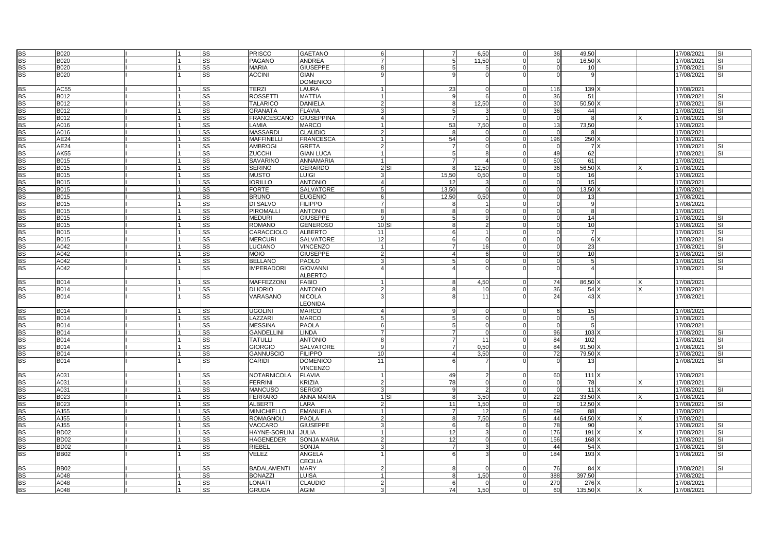| | | | | | | | | | | | | | | | | | |
|---|---|---|---|---|---|---|---|---|---|---|---|---|---|---|---|---|---|
| BS | B020 | I | 1 | SS | PRISCO | GAETANO | 6 | | 7 | 6,50 | 0 | 36 | 49,50 | | | 17/08/2021 | SI |
| BS | B020 | I | 1 | SS | PAGANO | ANDREA | 7 | | 5 | 11,50 | 0 | 0 | 16,50 | X | | 17/08/2021 | SI |
| BS | B020 | I | 1 | SS | MARIA | GIUSEPPE | 8 | | 5 | 5 | 0 | 0 | 10 | | | 17/08/2021 | SI |
| BS | B020 | I | 1 | SS | ACCINI | GIAN DOMENICO | 9 | | 9 | 0 | 0 | 0 | 9 | | | 17/08/2021 | SI |
| BS | AC55 | I | 1 | SS | TERZI | LAURA | 1 | | 23 | 0 | 0 | 116 | 139 | X | | 17/08/2021 | |
| BS | B012 | I | 1 | SS | ROSSETTI | MATTIA | 1 | | 9 | 6 | 0 | 36 | 51 | | | 17/08/2021 | SI |
| BS | B012 | I | 1 | SS | TALARICO | DANIELA | 2 | | 8 | 12,50 | 0 | 30 | 50,50 | X | | 17/08/2021 | SI |
| BS | B012 | I | 1 | SS | GRANATA | FLAVIA | 3 | | 5 | 3 | 0 | 36 | 44 | | | 17/08/2021 | SI |
| BS | B012 | I | 1 | SS | FRANCESCANO | GIUSEPPINA | 4 | | 7 | 1 | 0 | 0 | 8 | | X | 17/08/2021 | SI |
| BS | A016 | I | 1 | SS | LAMIA | MARCO | 1 | | 53 | 7,50 | 0 | 13 | 73,50 | | | 17/08/2021 | |
| BS | A016 | I | 1 | SS | MASSARDI | CLAUDIO | 2 | | 8 | 0 | 0 | 0 | 8 | | | 17/08/2021 | |
| BS | AE24 | I | 1 | SS | MAFFINELLI | FRANCESCA | 1 | | 54 | 0 | 0 | 196 | 250 | X | | 17/08/2021 | |
| BS | AE24 | I | 1 | SS | AMBROGI | GRETA | 2 | | 7 | 0 | 0 | 0 | 7 | X | | 17/08/2021 | SI |
| BS | AK55 | I | 1 | SS | ZUCCHI | GIAN LUCA | 1 | | 5 | 8 | 0 | 49 | 62 | | | 17/08/2021 | SI |
| BS | B015 | I | 1 | SS | SAVARINO | ANNAMARIA | 1 | | 7 | 4 | 0 | 50 | 61 | | | 17/08/2021 | |
| BS | B015 | I | 1 | SS | SERINO | GERARDO | 2 | SI | 8 | 12,50 | 0 | 36 | 56,50 | X | X | 17/08/2021 | |
| BS | B015 | I | 1 | SS | MUSTO | LUIGI | 3 | | 15,50 | 0,50 | 0 | 0 | 16 | | | 17/08/2021 | |
| BS | B015 | I | 1 | SS | IORILLO | ANTONIO | 4 | | 12 | 3 | 0 | 0 | 15 | | | 17/08/2021 | |
| BS | B015 | I | 1 | SS | FORTE | SALVATORE | 5 | | 13,50 | 0 | 0 | 0 | 13,50 | X | | 17/08/2021 | |
| BS | B015 | I | 1 | SS | BRUNO | EUGENIO | 6 | | 12,50 | 0,50 | 0 | 0 | 13 | | | 17/08/2021 | |
| BS | B015 | I | 1 | SS | DI SALVO | FILIPPO | 7 | | 8 | 1 | 0 | 0 | 9 | | | 17/08/2021 | |
| BS | B015 | I | 1 | SS | PIROMALLI | ANTONIO | 8 | | 8 | 0 | 0 | 0 | 8 | | | 17/08/2021 | |
| BS | B015 | I | 1 | SS | MEDURI | GIUSEPPE | 9 | | 5 | 9 | 0 | 0 | 14 | | | 17/08/2021 | SI |
| BS | B015 | I | 1 | SS | ROMANO | GENEROSO | 10 | SI | 8 | 2 | 0 | 0 | 10 | | | 17/08/2021 | SI |
| BS | B015 | I | 1 | SS | CARACCIOLO | ALBERTO | 11 | | 6 | 1 | 0 | 0 | 7 | | | 17/08/2021 | SI |
| BS | B015 | I | 1 | SS | MERCURI | SALVATORE | 12 | | 6 | 0 | 0 | 0 | 6 | X | | 17/08/2021 | SI |
| BS | A042 | I | 1 | SS | LUCIANO | VINCENZO | 1 | | 7 | 16 | 0 | 0 | 23 | | | 17/08/2021 | SI |
| BS | A042 | I | 1 | SS | MOIO | GIUSEPPE | 2 | | 4 | 6 | 0 | 0 | 10 | | | 17/08/2021 | SI |
| BS | A042 | I | 1 | SS | BELLANO | PAOLO | 3 | | 5 | 0 | 0 | 0 | 5 | | | 17/08/2021 | SI |
| BS | A042 | I | 1 | SS | IMPERADORI | GIOVANNI ALBERTO | 4 | | 4 | 0 | 0 | 0 | 4 | | | 17/08/2021 | SI |
| BS | B014 | I | 1 | SS | MAFFEZZONI | FABIO | 1 | | 8 | 4,50 | 0 | 74 | 86,50 | X | X | 17/08/2021 | |
| BS | B014 | I | 1 | SS | DI IORIO | ANTONIO | 2 | | 8 | 10 | 0 | 36 | 54 | X | X | 17/08/2021 | |
| BS | B014 | I | 1 | SS | VARASANO | NICOLA LEONIDA | 3 | | 8 | 11 | 0 | 24 | 43 | X | | 17/08/2021 | |
| BS | B014 | I | 1 | SS | UGOLINI | MARCO | 4 | | 9 | 0 | 0 | 6 | 15 | | | 17/08/2021 | |
| BS | B014 | I | 1 | SS | LAZZARI | MARCO | 5 | | 5 | 0 | 0 | 0 | 5 | | | 17/08/2021 | |
| BS | B014 | I | 1 | SS | MESSINA | PAOLA | 6 | | 5 | 0 | 0 | 0 | 5 | | | 17/08/2021 | |
| BS | B014 | I | 1 | SS | GANDELLINI | LINDA | 7 | | 7 | 0 | 0 | 96 | 103 | X | | 17/08/2021 | SI |
| BS | B014 | I | 1 | SS | TATULLI | ANTONIO | 8 | | 7 | 11 | 0 | 84 | 102 | | | 17/08/2021 | SI |
| BS | B014 | I | 1 | SS | GIORGIO | SALVATORE | 9 | | 7 | 0,50 | 0 | 84 | 91,50 | X | | 17/08/2021 | SI |
| BS | B014 | I | 1 | SS | GANNUSCIO | FILIPPO | 10 | | 4 | 3,50 | 0 | 72 | 79,50 | X | | 17/08/2021 | SI |
| BS | B014 | I | 1 | SS | CARIDI | DOMENICO VINCENZO | 11 | | 6 | 7 | 0 | 0 | 13 | | | 17/08/2021 | SI |
| BS | A031 | I | 1 | SS | NOTARNICOLA | FLAVIA | 1 | | 49 | 2 | 0 | 60 | 111 | X | | 17/08/2021 | |
| BS | A031 | I | 1 | SS | FERRINI | KRIZIA | 2 | | 78 | 0 | 0 | 0 | 78 | | X | 17/08/2021 | |
| BS | A031 | I | 1 | SS | MANCUSO | SERGIO | 3 | | 9 | 2 | 0 | 0 | 11 | X | | 17/08/2021 | SI |
| BS | B023 | I | 1 | SS | FERRARO | ANNA MARIA | 1 | SI | 8 | 3,50 | 0 | 22 | 33,50 | X | X | 17/08/2021 | |
| BS | B023 | I | 1 | SS | ALBERTI | LARA | 2 | | 11 | 1,50 | 0 | 0 | 12,50 | X | | 17/08/2021 | SI |
| BS | AJ55 | I | 1 | SS | MINICHIELLO | EMANUELA | 1 | | 7 | 12 | 0 | 69 | 88 | | | 17/08/2021 | |
| BS | AJ55 | I | 1 | SS | ROMAGNOLI | PAOLA | 2 | | 8 | 7,50 | 5 | 44 | 64,50 | X | X | 17/08/2021 | |
| BS | AJ55 | I | 1 | SS | VACCARO | GIUSEPPE | 3 | | 6 | 6 | 0 | 78 | 90 | | | 17/08/2021 | SI |
| BS | BD02 | I | 1 | SS | HAYNE-SORLINI | JULIA | 1 | | 12 | 3 | 0 | 176 | 191 | X | X | 17/08/2021 | SI |
| BS | BD02 | I | 1 | SS | HAGENEDER | SONJA MARIA | 2 | | 12 | 0 | 0 | 156 | 168 | X | | 17/08/2021 | SI |
| BS | BD02 | I | 1 | SS | RIEBEL | SONJA | 3 | | 7 | 3 | 0 | 44 | 54 | X | | 17/08/2021 | SI |
| BS | BB02 | I | 1 | SS | VELEZ | ANGELA CECILIA | 1 | | 6 | 3 | 0 | 184 | 193 | X | | 17/08/2021 | SI |
| BS | BB02 | I | 1 | SS | BADALAMENTI | MARY | 2 | | 8 | 0 | 0 | 76 | 84 | X | | 17/08/2021 | SI |
| BS | A048 | I | 1 | SS | BONAZZI | LUISA | 1 | | 8 | 1,50 | 0 | 388 | 397,50 | | | 17/08/2021 | |
| BS | A048 | I | 1 | SS | LONATI | CLAUDIO | 2 | | 6 | 0 | 0 | 270 | 276 | X | | 17/08/2021 | |
| BS | A048 | I | 1 | SS | GRUDA | AGIM | 3 | | 74 | 1,50 | 0 | 60 | 135,50 | X | X | 17/08/2021 | |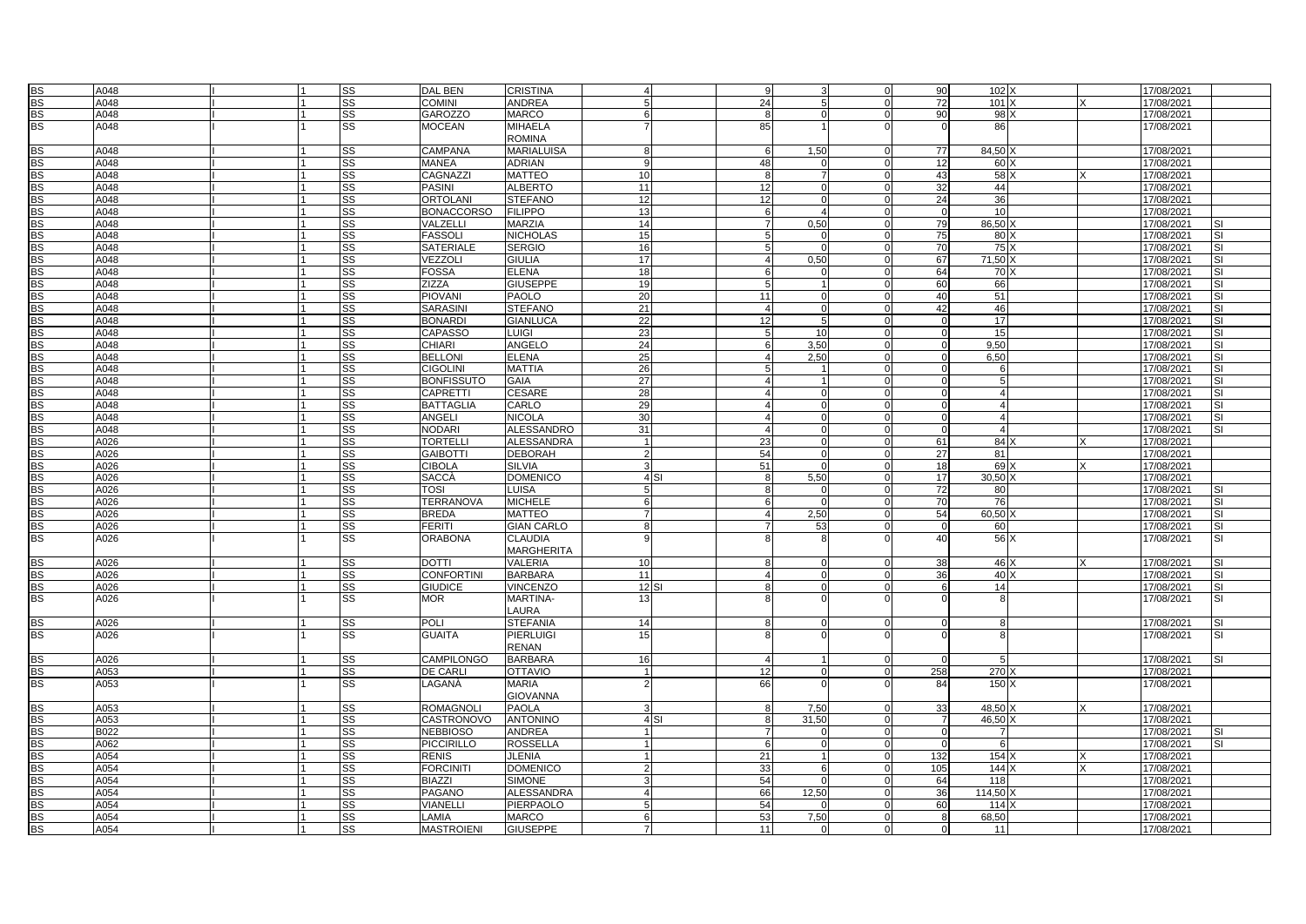| | | | | | | | | | | | | | | | | | |
|---|---|---|---|---|---|---|---|---|---|---|---|---|---|---|---|---|---|
| BS | A048 | | I | 1 | SS | DAL BEN | CRISTINA | 4 | | 9 | 3 | 0 | 90 | 102 | X | | 17/08/2021 | |
| BS | A048 | | I | 1 | SS | COMINI | ANDREA | 5 | | 24 | 5 | 0 | 72 | 101 | X | X | 17/08/2021 | |
| BS | A048 | | I | 1 | SS | GAROZZO | MARCO | 6 | | 8 | 0 | 0 | 90 | 98 | X | | 17/08/2021 | |
| BS | A048 | | I | 1 | SS | MOCEAN | MIHAELA ROMINA | 7 | | 85 | 1 | 0 | 0 | 86 | | | 17/08/2021 | |
| BS | A048 | | I | 1 | SS | CAMPANA | MARIALUISA | 8 | | 6 | 1,50 | 0 | 77 | 84,50 | X | | 17/08/2021 | |
| BS | A048 | | I | 1 | SS | MANEA | ADRIAN | 9 | | 48 | 0 | 0 | 12 | 60 | X | | 17/08/2021 | |
| BS | A048 | | I | 1 | SS | CAGNAZZI | MATTEO | 10 | | 8 | 7 | 0 | 43 | 58 | X | X | 17/08/2021 | |
| BS | A048 | | I | 1 | SS | PASINI | ALBERTO | 11 | | 12 | 0 | 0 | 32 | 44 | | | 17/08/2021 | |
| BS | A048 | | I | 1 | SS | ORTOLANI | STEFANO | 12 | | 12 | 0 | 0 | 24 | 36 | | | 17/08/2021 | |
| BS | A048 | | I | 1 | SS | BONACCORSO | FILIPPO | 13 | | 6 | 4 | 0 | 0 | 10 | | | 17/08/2021 | |
| BS | A048 | | I | 1 | SS | VALZELLI | MARZIA | 14 | | 7 | 0,50 | 0 | 79 | 86,50 | X | | 17/08/2021 | SI |
| BS | A048 | | I | 1 | SS | FASSOLI | NICHOLAS | 15 | | 5 | 0 | 0 | 75 | 80 | X | | 17/08/2021 | SI |
| BS | A048 | | I | 1 | SS | SATERIALE | SERGIO | 16 | | 5 | 0 | 0 | 70 | 75 | X | | 17/08/2021 | SI |
| BS | A048 | | I | 1 | SS | VEZZOLI | GIULIA | 17 | | 4 | 0,50 | 0 | 67 | 71,50 | X | | 17/08/2021 | SI |
| BS | A048 | | I | 1 | SS | FOSSA | ELENA | 18 | | 6 | 0 | 0 | 64 | 70 | X | | 17/08/2021 | SI |
| BS | A048 | | I | 1 | SS | ZIZZA | GIUSEPPE | 19 | | 5 | 1 | 0 | 60 | 66 | | | 17/08/2021 | SI |
| BS | A048 | | I | 1 | SS | PIOVANI | PAOLO | 20 | | 11 | 0 | 0 | 40 | 51 | | | 17/08/2021 | SI |
| BS | A048 | | I | 1 | SS | SARASINI | STEFANO | 21 | | 4 | 0 | 0 | 42 | 46 | | | 17/08/2021 | SI |
| BS | A048 | | I | 1 | SS | BONARDI | GIANLUCA | 22 | | 12 | 5 | 0 | 0 | 17 | | | 17/08/2021 | SI |
| BS | A048 | | I | 1 | SS | CAPASSO | LUIGI | 23 | | 5 | 10 | 0 | 0 | 15 | | | 17/08/2021 | SI |
| BS | A048 | | I | 1 | SS | CHIARI | ANGELO | 24 | | 6 | 3,50 | 0 | 0 | 9,50 | | | 17/08/2021 | SI |
| BS | A048 | | I | 1 | SS | BELLONI | ELENA | 25 | | 4 | 2,50 | 0 | 0 | 6,50 | | | 17/08/2021 | SI |
| BS | A048 | | I | 1 | SS | CIGOLINI | MATTIA | 26 | | 5 | 1 | 0 | 0 | 6 | | | 17/08/2021 | SI |
| BS | A048 | | I | 1 | SS | BONFISSUTO | GAIA | 27 | | 4 | 1 | 0 | 0 | 5 | | | 17/08/2021 | SI |
| BS | A048 | | I | 1 | SS | CAPRETTI | CESARE | 28 | | 4 | 0 | 0 | 0 | 4 | | | 17/08/2021 | SI |
| BS | A048 | | I | 1 | SS | BATTAGLIA | CARLO | 29 | | 4 | 0 | 0 | 0 | 4 | | | 17/08/2021 | SI |
| BS | A048 | | I | 1 | SS | ANGELI | NICOLA | 30 | | 4 | 0 | 0 | 0 | 4 | | | 17/08/2021 | SI |
| BS | A048 | | I | 1 | SS | NODARI | ALESSANDRO | 31 | | 4 | 0 | 0 | 0 | 4 | | | 17/08/2021 | SI |
| BS | A026 | | I | 1 | SS | TORTELLI | ALESSANDRA | 1 | | 23 | 0 | 0 | 61 | 84 | X | X | 17/08/2021 | |
| BS | A026 | | I | 1 | SS | GAIBOTTI | DEBORAH | 2 | | 54 | 0 | 0 | 27 | 81 | | | 17/08/2021 | |
| BS | A026 | | I | 1 | SS | CIBOLA | SILVIA | 3 | | 51 | 0 | 0 | 18 | 69 | X | X | 17/08/2021 | |
| BS | A026 | | I | 1 | SS | SACCÀ | DOMENICO | 4 | SI | 8 | 5,50 | 0 | 17 | 30,50 | X | | 17/08/2021 | |
| BS | A026 | | I | 1 | SS | TOSI | LUISA | 5 | | 8 | 0 | 0 | 72 | 80 | | | 17/08/2021 | SI |
| BS | A026 | | I | 1 | SS | TERRANOVA | MICHELE | 6 | | 6 | 0 | 0 | 70 | 76 | | | 17/08/2021 | SI |
| BS | A026 | | I | 1 | SS | BREDA | MATTEO | 7 | | 4 | 2,50 | 0 | 54 | 60,50 | X | | 17/08/2021 | SI |
| BS | A026 | | I | 1 | SS | FERITI | GIAN CARLO | 8 | | 7 | 53 | 0 | 0 | 60 | | | 17/08/2021 | SI |
| BS | A026 | | I | 1 | SS | ORABONA | CLAUDIA MARGHERITA | 9 | | 8 | 8 | 0 | 40 | 56 | X | | 17/08/2021 | SI |
| BS | A026 | | I | 1 | SS | DOTTI | VALERIA | 10 | | 8 | 0 | 0 | 38 | 46 | X | X | 17/08/2021 | SI |
| BS | A026 | | I | 1 | SS | CONFORTINI | BARBARA | 11 | | 4 | 0 | 0 | 36 | 40 | X | | 17/08/2021 | SI |
| BS | A026 | | I | 1 | SS | GIUDICE | VINCENZO | 12 | SI | 8 | 0 | 0 | 6 | 14 | | | 17/08/2021 | SI |
| BS | A026 | | I | 1 | SS | MOR | MARTINA-LAURA | 13 | | 8 | 0 | 0 | 0 | 8 | | | 17/08/2021 | SI |
| BS | A026 | | I | 1 | SS | POLI | STEFANIA | 14 | | 8 | 0 | 0 | 0 | 8 | | | 17/08/2021 | SI |
| BS | A026 | | I | 1 | SS | GUAITA | PIERLUIGI RENAN | 15 | | 8 | 0 | 0 | 0 | 8 | | | 17/08/2021 | SI |
| BS | A026 | | I | 1 | SS | CAMPILONGO | BARBARA | 16 | | 4 | 1 | 0 | 0 | 5 | | | 17/08/2021 | SI |
| BS | A053 | | I | 1 | SS | DE CARLI | OTTAVIO | 1 | | 12 | 0 | 0 | 258 | 270 | X | | 17/08/2021 | |
| BS | A053 | | I | 1 | SS | LAGANÀ | MARIA GIOVANNA | 2 | | 66 | 0 | 0 | 84 | 150 | X | | 17/08/2021 | |
| BS | A053 | | I | 1 | SS | ROMAGNOLI | PAOLA | 3 | | 8 | 7,50 | 0 | 33 | 48,50 | X | X | 17/08/2021 | |
| BS | A053 | | I | 1 | SS | CASTRONOVO | ANTONINO | 4 | SI | 8 | 31,50 | 0 | 7 | 46,50 | X | | 17/08/2021 | |
| BS | B022 | | I | 1 | SS | NEBBIOSO | ANDREA | 1 | | 7 | 0 | 0 | 0 | 7 | | | 17/08/2021 | SI |
| BS | A062 | | I | 1 | SS | PICCIRILLO | ROSSELLA | 1 | | 6 | 0 | 0 | 0 | 6 | | | 17/08/2021 | SI |
| BS | A054 | | I | 1 | SS | RENIS | JLENIA | 1 | | 21 | 1 | 0 | 132 | 154 | X | X | 17/08/2021 | |
| BS | A054 | | I | 1 | SS | FORCINITI | DOMENICO | 2 | | 33 | 6 | 0 | 105 | 144 | X | X | 17/08/2021 | |
| BS | A054 | | I | 1 | SS | BIAZZI | SIMONE | 3 | | 54 | 0 | 0 | 64 | 118 | | | 17/08/2021 | |
| BS | A054 | | I | 1 | SS | PAGANO | ALESSANDRA | 4 | | 66 | 12,50 | 0 | 36 | 114,50 | X | | 17/08/2021 | |
| BS | A054 | | I | 1 | SS | VIANELLI | PIERPAOLO | 5 | | 54 | 0 | 0 | 60 | 114 | X | | 17/08/2021 | |
| BS | A054 | | I | 1 | SS | LAMIA | MARCO | 6 | | 53 | 7,50 | 0 | 8 | 68,50 | | | 17/08/2021 | |
| BS | A054 | | I | 1 | SS | MASTROIENI | GIUSEPPE | 7 | | 11 | 0 | 0 | 0 | 11 | | | 17/08/2021 | |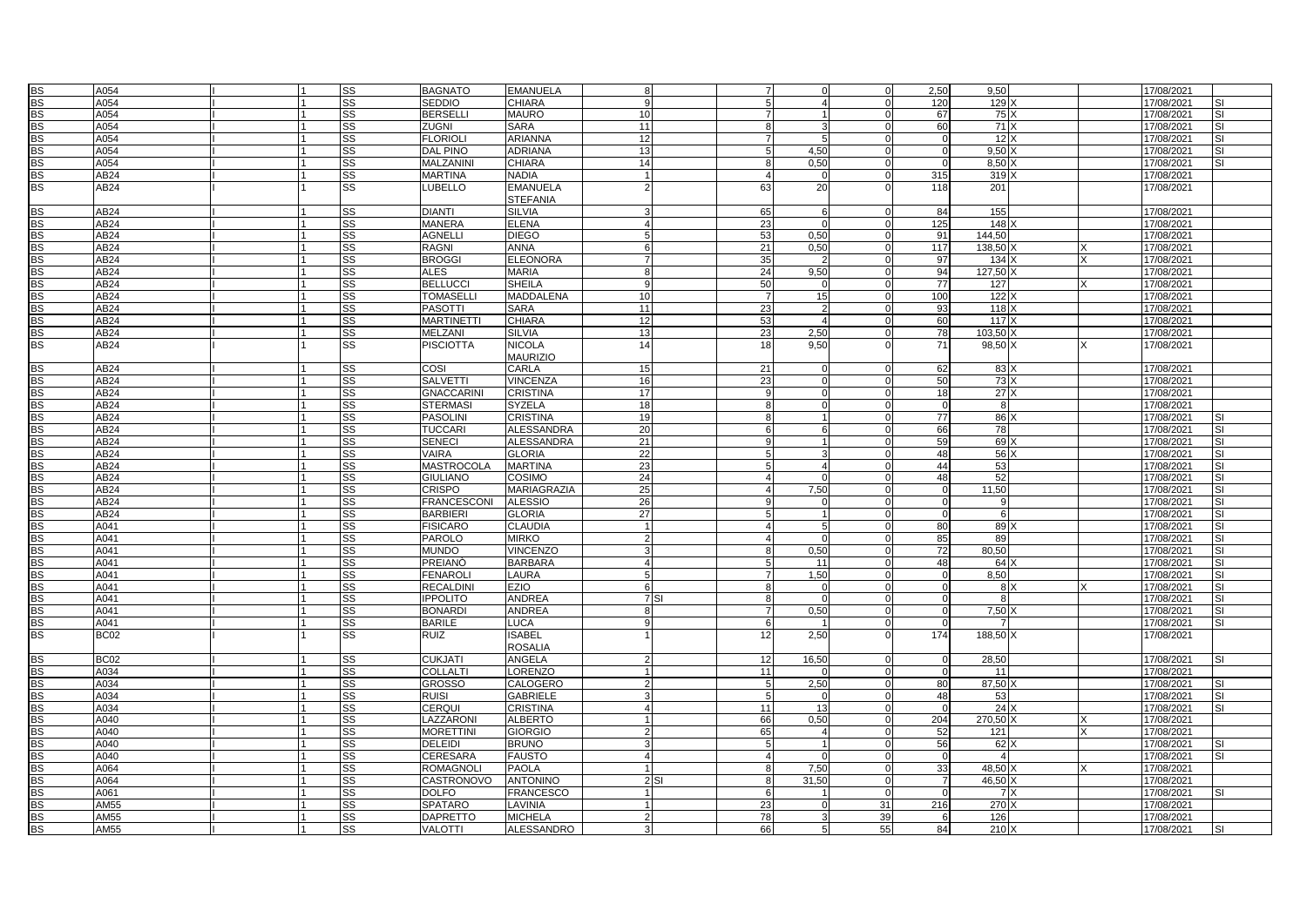| | | | | | | | | | | | | | | | | | | |
|---|---|---|---|---|---|---|---|---|---|---|---|---|---|---|---|---|---|---|
| BS | A054 | I | 1 | SS | BAGNATO | EMANUELA | 8 | | 7 | 0 | 0 | 2,50 | 9,50 | | | 17/08/2021 | |
| BS | A054 | I | 1 | SS | SEDDIO | CHIARA | 9 | | 5 | 4 | 0 | 120 | 129 | X | | 17/08/2021 | SI |
| BS | A054 | I | 1 | SS | BERSELLI | MAURO | 10 | | 7 | 1 | 0 | 67 | 75 | X | | 17/08/2021 | SI |
| BS | A054 | I | 1 | SS | ZUGNI | SARA | 11 | | 8 | 3 | 0 | 60 | 71 | X | | 17/08/2021 | SI |
| BS | A054 | I | 1 | SS | FLORIOLI | ARIANNA | 12 | | 7 | 5 | 0 | 0 | 12 | X | | 17/08/2021 | SI |
| BS | A054 | I | 1 | SS | DAL PINO | ADRIANA | 13 | | 5 | 4,50 | 0 | 0 | 9,50 | X | | 17/08/2021 | SI |
| BS | A054 | I | 1 | SS | MALZANINI | CHIARA | 14 | | 8 | 0,50 | 0 | 0 | 8,50 | X | | 17/08/2021 | SI |
| BS | AB24 | I | 1 | SS | MARTINA | NADIA | 1 | | 4 | 0 | 0 | 315 | 319 | X | | 17/08/2021 | |
| BS | AB24 | I | 1 | SS | LUBELLO | EMANUELA STEFANIA | 2 | | 63 | 20 | 0 | 118 | 201 | | | 17/08/2021 | |
| BS | AB24 | I | 1 | SS | DIANTI | SILVIA | 3 | | 65 | 6 | 0 | 84 | 155 | | | 17/08/2021 | |
| BS | AB24 | I | 1 | SS | MANERA | ELENA | 4 | | 23 | 0 | 0 | 125 | 148 | X | | 17/08/2021 | |
| BS | AB24 | I | 1 | SS | AGNELLI | DIEGO | 5 | | 53 | 0,50 | 0 | 91 | 144,50 | | | 17/08/2021 | |
| BS | AB24 | I | 1 | SS | RAGNI | ANNA | 6 | | 21 | 0,50 | 0 | 117 | 138,50 | X | X | 17/08/2021 | |
| BS | AB24 | I | 1 | SS | BROGGI | ELEONORA | 7 | | 35 | 2 | 0 | 97 | 134 | X | X | 17/08/2021 | |
| BS | AB24 | I | 1 | SS | ALES | MARIA | 8 | | 24 | 9,50 | 0 | 94 | 127,50 | X | | 17/08/2021 | |
| BS | AB24 | I | 1 | SS | BELLUCCI | SHEILA | 9 | | 50 | 0 | 0 | 77 | 127 | | X | 17/08/2021 | |
| BS | AB24 | I | 1 | SS | TOMASELLI | MADDALENA | 10 | | 7 | 15 | 0 | 100 | 122 | X | | 17/08/2021 | |
| BS | AB24 | I | 1 | SS | PASOTTI | SARA | 11 | | 23 | 2 | 0 | 93 | 118 | X | | 17/08/2021 | |
| BS | AB24 | I | 1 | SS | MARTINETTI | CHIARA | 12 | | 53 | 4 | 0 | 60 | 117 | X | | 17/08/2021 | |
| BS | AB24 | I | 1 | SS | MELZANI | SILVIA | 13 | | 23 | 2,50 | 0 | 78 | 103,50 | X | | 17/08/2021 | |
| BS | AB24 | I | 1 | SS | PISCIOTTA | NICOLA MAURIZIO | 14 | | 18 | 9,50 | 0 | 71 | 98,50 | X | X | 17/08/2021 | |
| BS | AB24 | I | 1 | SS | COSI | CARLA | 15 | | 21 | 0 | 0 | 62 | 83 | X | | 17/08/2021 | |
| BS | AB24 | I | 1 | SS | SALVETTI | VINCENZA | 16 | | 23 | 0 | 0 | 50 | 73 | X | | 17/08/2021 | |
| BS | AB24 | I | 1 | SS | GNACCARINI | CRISTINA | 17 | | 9 | 0 | 0 | 18 | 27 | X | | 17/08/2021 | |
| BS | AB24 | I | 1 | SS | STERMASI | SYZELA | 18 | | 8 | 0 | 0 | 0 | 8 | | | 17/08/2021 | |
| BS | AB24 | I | 1 | SS | PASOLINI | CRISTINA | 19 | | 8 | 1 | 0 | 77 | 86 | X | | 17/08/2021 | SI |
| BS | AB24 | I | 1 | SS | TUCCARI | ALESSANDRA | 20 | | 6 | 6 | 0 | 66 | 78 | | | 17/08/2021 | SI |
| BS | AB24 | I | 1 | SS | SENECI | ALESSANDRA | 21 | | 9 | 1 | 0 | 59 | 69 | X | | 17/08/2021 | SI |
| BS | AB24 | I | 1 | SS | VAIRA | GLORIA | 22 | | 5 | 3 | 0 | 48 | 56 | X | | 17/08/2021 | SI |
| BS | AB24 | I | 1 | SS | MASTROCOLA | MARTINA | 23 | | 5 | 4 | 0 | 44 | 53 | | | 17/08/2021 | SI |
| BS | AB24 | I | 1 | SS | GIULIANO | COSIMO | 24 | | 4 | 0 | 0 | 48 | 52 | | | 17/08/2021 | SI |
| BS | AB24 | I | 1 | SS | CRISPO | MARIAGRAZIA | 25 | | 4 | 7,50 | 0 | 0 | 11,50 | | | 17/08/2021 | SI |
| BS | AB24 | I | 1 | SS | FRANCESCONI | ALESSIO | 26 | | 9 | 0 | 0 | 0 | 9 | | | 17/08/2021 | SI |
| BS | AB24 | I | 1 | SS | BARBIERI | GLORIA | 27 | | 5 | 1 | 0 | 0 | 6 | | | 17/08/2021 | SI |
| BS | A041 | I | 1 | SS | FISICARO | CLAUDIA | 1 | | 4 | 5 | 0 | 80 | 89 | X | | 17/08/2021 | SI |
| BS | A041 | I | 1 | SS | PAROLO | MIRKO | 2 | | 4 | 0 | 0 | 85 | 89 | | | 17/08/2021 | SI |
| BS | A041 | I | 1 | SS | MUNDO | VINCENZO | 3 | | 8 | 0,50 | 0 | 72 | 80,50 | | | 17/08/2021 | SI |
| BS | A041 | I | 1 | SS | PREIANÒ | BARBARA | 4 | | 5 | 11 | 0 | 48 | 64 | X | | 17/08/2021 | SI |
| BS | A041 | I | 1 | SS | FENAROLI | LAURA | 5 | | 7 | 1,50 | 0 | 0 | 8,50 | | | 17/08/2021 | SI |
| BS | A041 | I | 1 | SS | RECALDINI | EZIO | 6 | | 8 | 0 | 0 | 0 | 8 | X | X | 17/08/2021 | SI |
| BS | A041 | I | 1 | SS | IPPOLITO | ANDREA | 7 | SI | 8 | 0 | 0 | 0 | 8 | | | 17/08/2021 | SI |
| BS | A041 | I | 1 | SS | BONARDI | ANDREA | 8 | | 7 | 0,50 | 0 | 0 | 7,50 | X | | 17/08/2021 | SI |
| BS | A041 | I | 1 | SS | BARILE | LUCA | 9 | | 6 | 1 | 0 | 0 | 7 | | | 17/08/2021 | SI |
| BS | BC02 | I | 1 | SS | RUIZ | ISABEL ROSALIA | 1 | | 12 | 2,50 | 0 | 174 | 188,50 | X | | 17/08/2021 | |
| BS | BC02 | I | 1 | SS | CUKJATI | ANGELA | 2 | | 12 | 16,50 | 0 | 0 | 28,50 | | | 17/08/2021 | SI |
| BS | A034 | I | 1 | SS | COLLALTI | LORENZO | 1 | | 11 | 0 | 0 | 0 | 11 | | | 17/08/2021 | |
| BS | A034 | I | 1 | SS | GROSSO | CALOGERO | 2 | | 5 | 2,50 | 0 | 80 | 87,50 | X | | 17/08/2021 | SI |
| BS | A034 | I | 1 | SS | RUISI | GABRIELE | 3 | | 5 | 0 | 0 | 48 | 53 | | | 17/08/2021 | SI |
| BS | A034 | I | 1 | SS | CERQUI | CRISTINA | 4 | | 11 | 13 | 0 | 0 | 24 | X | | 17/08/2021 | SI |
| BS | A040 | I | 1 | SS | LAZZARONI | ALBERTO | 1 | | 66 | 0,50 | 0 | 204 | 270,50 | X | X | 17/08/2021 | |
| BS | A040 | I | 1 | SS | MORETTINI | GIORGIO | 2 | | 65 | 4 | 0 | 52 | 121 | | X | 17/08/2021 | |
| BS | A040 | I | 1 | SS | DELEIDI | BRUNO | 3 | | 5 | 1 | 0 | 56 | 62 | X | | 17/08/2021 | SI |
| BS | A040 | I | 1 | SS | CERESARA | FAUSTO | 4 | | 4 | 0 | 0 | 0 | 4 | | | 17/08/2021 | SI |
| BS | A064 | I | 1 | SS | ROMAGNOLI | PAOLA | 1 | | 8 | 7,50 | 0 | 33 | 48,50 | X | X | 17/08/2021 | |
| BS | A064 | I | 1 | SS | CASTRONOVO | ANTONINO | 2 | SI | 8 | 31,50 | 0 | 7 | 46,50 | X | | 17/08/2021 | |
| BS | A061 | I | 1 | SS | DOLFO | FRANCESCO | 1 | | 6 | 1 | 0 | 0 | 7 | X | | 17/08/2021 | SI |
| BS | AM55 | I | 1 | SS | SPATARO | LAVINIA | 1 | | 23 | 0 | 31 | 216 | 270 | X | | 17/08/2021 | |
| BS | AM55 | I | 1 | SS | DAPRETTO | MICHELA | 2 | | 78 | 3 | 39 | 6 | 126 | | | 17/08/2021 | |
| BS | AM55 | I | 1 | SS | VALOTTI | ALESSANDRO | 3 | | 66 | 5 | 55 | 84 | 210 | X | | 17/08/2021 | SI |